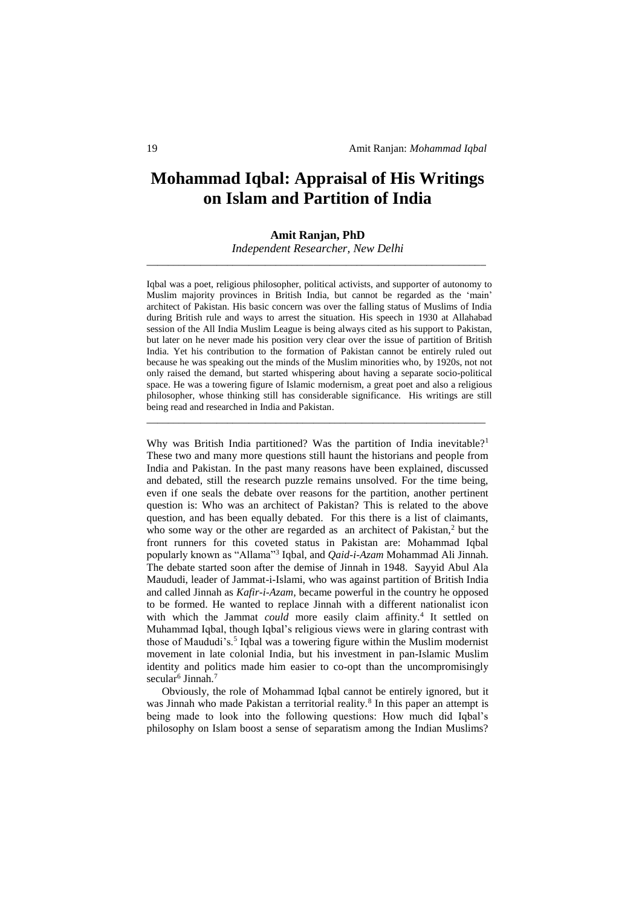# Mohammad Iqbal: Appraisal of His Writings on Islam and Partition of India

**Amit Ranjan, PhD**

*Independent Researcher, New Delhi*

---

Iqbal was a poet, religious philosopher, political activists, and supporter of autonomy to Muslim majority provinces in British India, but cannot be regarded as the 'main' architect of Pakistan. His basic concern was over the falling status of Muslims of India during British rule and ways to arrest the situation. His speech in 1930 at Allahabad session of the All India Muslim League is being always cited as his support to Pakistan, but later on he never made his position very clear over the issue of partition of British India. Yet his contribution to the formation of Pakistan cannot be entirely ruled out because he was speaking out the minds of the Muslim minorities who, by 1920s, not not only raised the demand, but started whispering about having a separate socio-political space. He was a towering figure of Islamic modernism, a great poet and also a religious philosopher, whose thinking still has considerable significance. His writings are still being read and researched in India and Pakistan.

---

Why was British India partitioned? Was the partition of India inevitable?[1] These two and many more questions still haunt the historians and people from India and Pakistan. In the past many reasons have been explained, discussed and debated, still the research puzzle remains unsolved. For the time being, even if one seals the debate over reasons for the partition, another pertinent question is: Who was an architect of Pakistan? This is related to the above question, and has been equally debated. For this there is a list of claimants, who some way or the other are regarded as an architect of Pakistan,[2] but the front runners for this coveted status in Pakistan are: Mohammad Iqbal popularly known as "Allama"[3] Iqbal, and *Qaid-i-Azam* Mohammad Ali Jinnah. The debate started soon after the demise of Jinnah in 1948. Sayyid Abul Ala Maududi, leader of Jammat-i-Islami, who was against partition of British India and called Jinnah as *Kafir-i-Azam*, became powerful in the country he opposed to be formed. He wanted to replace Jinnah with a different nationalist icon with which the Jammat *could* more easily claim affinity.[4] It settled on Muhammad Iqbal, though Iqbal's religious views were in glaring contrast with those of Maududi's.[5] Iqbal was a towering figure within the Muslim modernist movement in late colonial India, but his investment in pan-Islamic Muslim identity and politics made him easier to co-opt than the uncompromisingly secular[6] Jinnah.[7]

Obviously, the role of Mohammad Iqbal cannot be entirely ignored, but it was Jinnah who made Pakistan a territorial reality.[8] In this paper an attempt is being made to look into the following questions: How much did Iqbal's philosophy on Islam boost a sense of separatism among the Indian Muslims?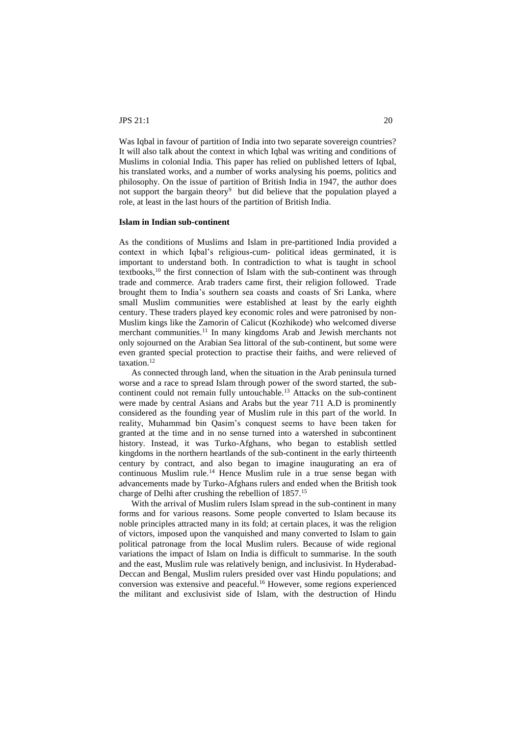Was Iqbal in favour of partition of India into two separate sovereign countries? It will also talk about the context in which Iqbal was writing and conditions of Muslims in colonial India. This paper has relied on published letters of Iqbal, his translated works, and a number of works analysing his poems, politics and philosophy. On the issue of partition of British India in 1947, the author does not support the bargain theory[9] but did believe that the population played a role, at least in the last hours of the partition of British India.

**Islam in Indian sub-continent**

As the conditions of Muslims and Islam in pre-partitioned India provided a context in which Iqbal's religious-cum- political ideas germinated, it is important to understand both. In contradiction to what is taught in school textbooks,[10] the first connection of Islam with the sub-continent was through trade and commerce. Arab traders came first, their religion followed. Trade brought them to India's southern sea coasts and coasts of Sri Lanka, where small Muslim communities were established at least by the early eighth century. These traders played key economic roles and were patronised by non-Muslim kings like the Zamorin of Calicut (Kozhikode) who welcomed diverse merchant communities.[11] In many kingdoms Arab and Jewish merchants not only sojourned on the Arabian Sea littoral of the sub-continent, but some were even granted special protection to practise their faiths, and were relieved of taxation.[12]

As connected through land, when the situation in the Arab peninsula turned worse and a race to spread Islam through power of the sword started, the sub-continent could not remain fully untouchable.[13] Attacks on the sub-continent were made by central Asians and Arabs but the year 711 A.D is prominently considered as the founding year of Muslim rule in this part of the world. In reality, Muhammad bin Qasim's conquest seems to have been taken for granted at the time and in no sense turned into a watershed in subcontinent history. Instead, it was Turko-Afghans, who began to establish settled kingdoms in the northern heartlands of the sub-continent in the early thirteenth century by contract, and also began to imagine inaugurating an era of continuous Muslim rule.[14] Hence Muslim rule in a true sense began with advancements made by Turko-Afghans rulers and ended when the British took charge of Delhi after crushing the rebellion of 1857.[15]

With the arrival of Muslim rulers Islam spread in the sub-continent in many forms and for various reasons. Some people converted to Islam because its noble principles attracted many in its fold; at certain places, it was the religion of victors, imposed upon the vanquished and many converted to Islam to gain political patronage from the local Muslim rulers. Because of wide regional variations the impact of Islam on India is difficult to summarise. In the south and the east, Muslim rule was relatively benign, and inclusivist. In Hyderabad-Deccan and Bengal, Muslim rulers presided over vast Hindu populations; and conversion was extensive and peaceful.[16] However, some regions experienced the militant and exclusivist side of Islam, with the destruction of Hindu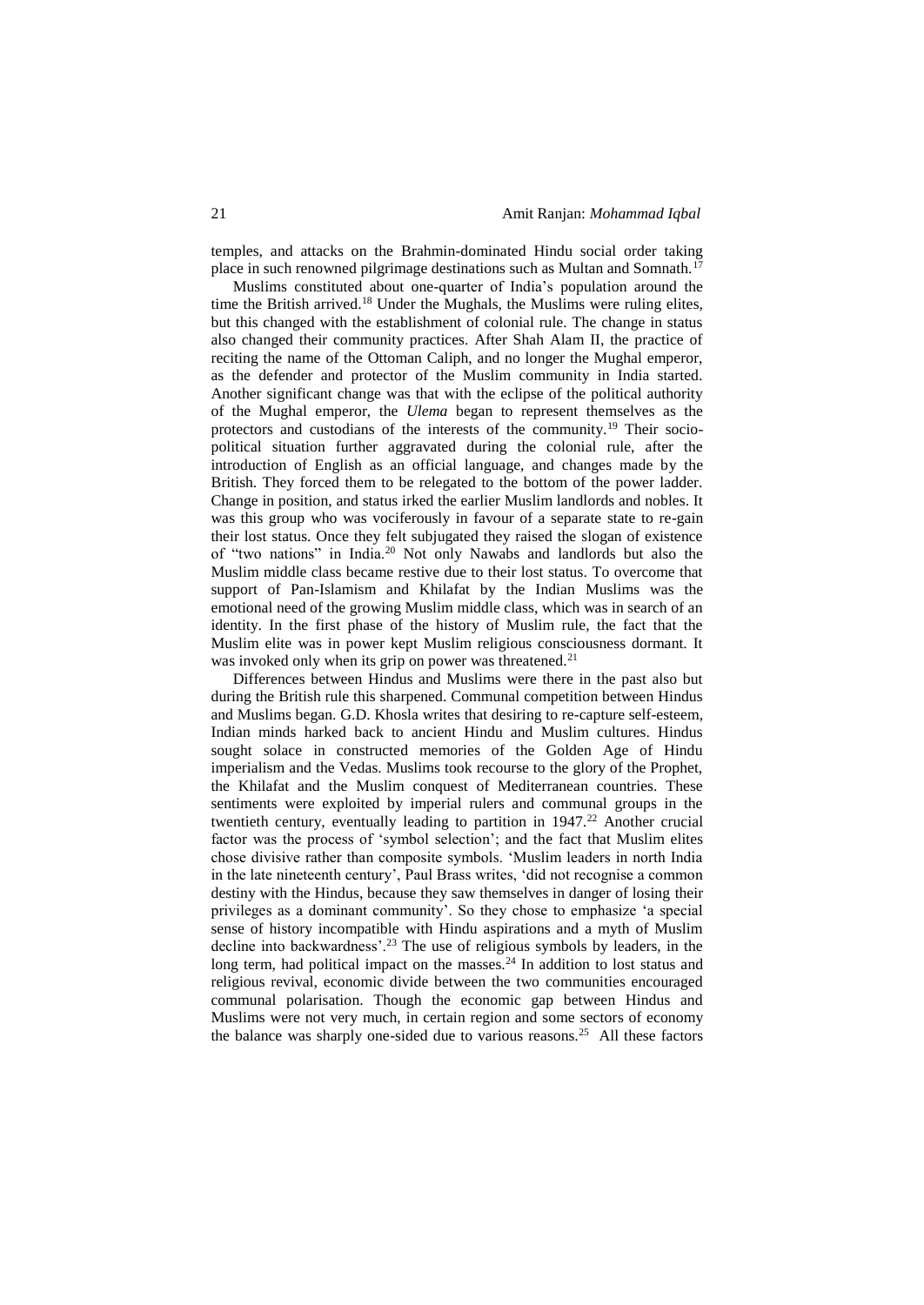temples, and attacks on the Brahmin-dominated Hindu social order taking place in such renowned pilgrimage destinations such as Multan and Somnath.[17]

Muslims constituted about one-quarter of India's population around the time the British arrived.[18] Under the Mughals, the Muslims were ruling elites, but this changed with the establishment of colonial rule. The change in status also changed their community practices. After Shah Alam II, the practice of reciting the name of the Ottoman Caliph, and no longer the Mughal emperor, as the defender and protector of the Muslim community in India started. Another significant change was that with the eclipse of the political authority of the Mughal emperor, the *Ulema* began to represent themselves as the protectors and custodians of the interests of the community.[19] Their socio-political situation further aggravated during the colonial rule, after the introduction of English as an official language, and changes made by the British. They forced them to be relegated to the bottom of the power ladder. Change in position, and status irked the earlier Muslim landlords and nobles. It was this group who was vociferously in favour of a separate state to re-gain their lost status. Once they felt subjugated they raised the slogan of existence of "two nations" in India.[20] Not only Nawabs and landlords but also the Muslim middle class became restive due to their lost status. To overcome that support of Pan-Islamism and Khilafat by the Indian Muslims was the emotional need of the growing Muslim middle class, which was in search of an identity. In the first phase of the history of Muslim rule, the fact that the Muslim elite was in power kept Muslim religious consciousness dormant. It was invoked only when its grip on power was threatened.[21]

Differences between Hindus and Muslims were there in the past also but during the British rule this sharpened. Communal competition between Hindus and Muslims began. G.D. Khosla writes that desiring to re-capture self-esteem, Indian minds harked back to ancient Hindu and Muslim cultures. Hindus sought solace in constructed memories of the Golden Age of Hindu imperialism and the Vedas. Muslims took recourse to the glory of the Prophet, the Khilafat and the Muslim conquest of Mediterranean countries. These sentiments were exploited by imperial rulers and communal groups in the twentieth century, eventually leading to partition in 1947.[22] Another crucial factor was the process of 'symbol selection'; and the fact that Muslim elites chose divisive rather than composite symbols. 'Muslim leaders in north India in the late nineteenth century', Paul Brass writes, 'did not recognise a common destiny with the Hindus, because they saw themselves in danger of losing their privileges as a dominant community'. So they chose to emphasize 'a special sense of history incompatible with Hindu aspirations and a myth of Muslim decline into backwardness'.[23] The use of religious symbols by leaders, in the long term, had political impact on the masses.[24] In addition to lost status and religious revival, economic divide between the two communities encouraged communal polarisation. Though the economic gap between Hindus and Muslims were not very much, in certain region and some sectors of economy the balance was sharply one-sided due to various reasons.[25] All these factors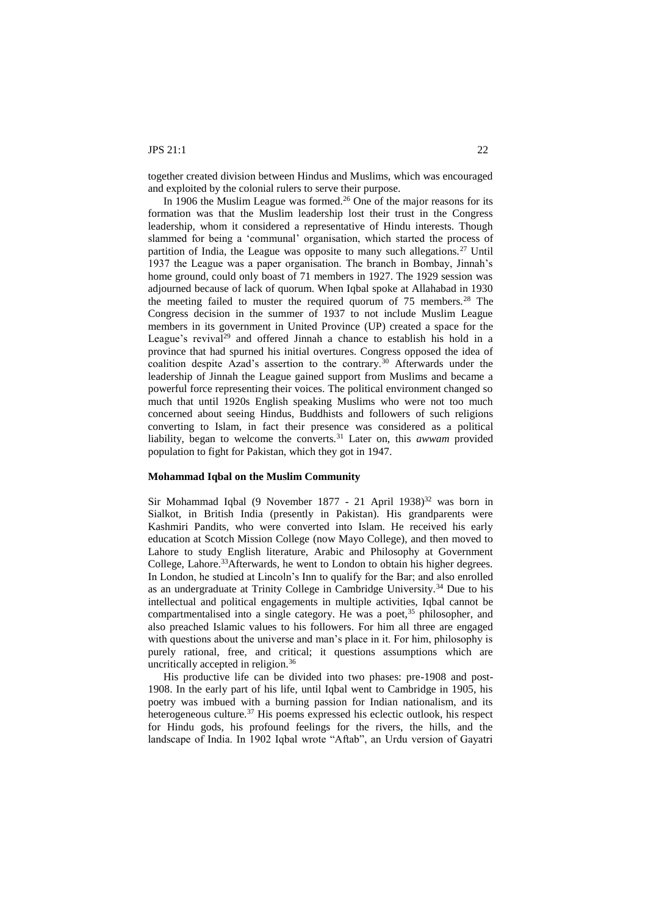together created division between Hindus and Muslims, which was encouraged and exploited by the colonial rulers to serve their purpose.

In 1906 the Muslim League was formed.[26] One of the major reasons for its formation was that the Muslim leadership lost their trust in the Congress leadership, whom it considered a representative of Hindu interests. Though slammed for being a 'communal' organisation, which started the process of partition of India, the League was opposite to many such allegations.[27] Until 1937 the League was a paper organisation. The branch in Bombay, Jinnah's home ground, could only boast of 71 members in 1927. The 1929 session was adjourned because of lack of quorum. When Iqbal spoke at Allahabad in 1930 the meeting failed to muster the required quorum of 75 members.[28] The Congress decision in the summer of 1937 to not include Muslim League members in its government in United Province (UP) created a space for the League's revival[29] and offered Jinnah a chance to establish his hold in a province that had spurned his initial overtures. Congress opposed the idea of coalition despite Azad's assertion to the contrary.[30] Afterwards under the leadership of Jinnah the League gained support from Muslims and became a powerful force representing their voices. The political environment changed so much that until 1920s English speaking Muslims who were not too much concerned about seeing Hindus, Buddhists and followers of such religions converting to Islam, in fact their presence was considered as a political liability, began to welcome the converts.[31] Later on, this *awwam* provided population to fight for Pakistan, which they got in 1947.

### Mohammad Iqbal on the Muslim Community

Sir Mohammad Iqbal (9 November 1877 - 21 April 1938)[32] was born in Sialkot, in British India (presently in Pakistan). His grandparents were Kashmiri Pandits, who were converted into Islam. He received his early education at Scotch Mission College (now Mayo College), and then moved to Lahore to study English literature, Arabic and Philosophy at Government College, Lahore.[33]Afterwards, he went to London to obtain his higher degrees. In London, he studied at Lincoln's Inn to qualify for the Bar; and also enrolled as an undergraduate at Trinity College in Cambridge University.[34] Due to his intellectual and political engagements in multiple activities, Iqbal cannot be compartmentalised into a single category. He was a poet,[35] philosopher, and also preached Islamic values to his followers. For him all three are engaged with questions about the universe and man's place in it. For him, philosophy is purely rational, free, and critical; it questions assumptions which are uncritically accepted in religion.[36]

His productive life can be divided into two phases: pre-1908 and post-1908. In the early part of his life, until Iqbal went to Cambridge in 1905, his poetry was imbued with a burning passion for Indian nationalism, and its heterogeneous culture.[37] His poems expressed his eclectic outlook, his respect for Hindu gods, his profound feelings for the rivers, the hills, and the landscape of India. In 1902 Iqbal wrote "Aftab", an Urdu version of Gayatri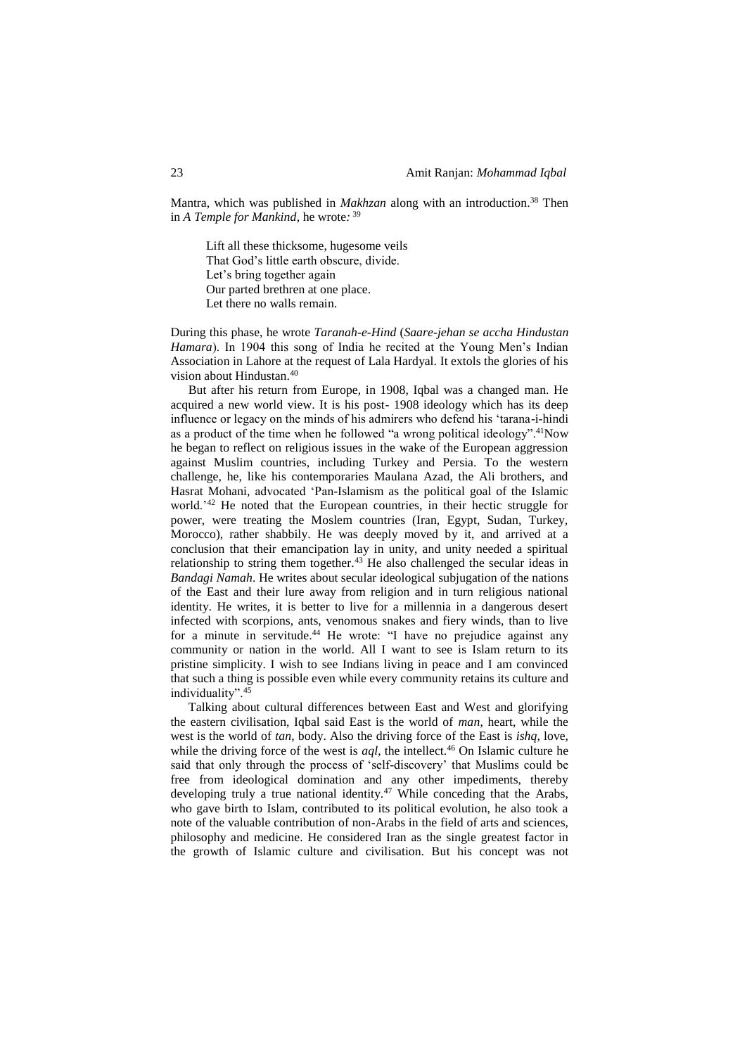Mantra, which was published in *Makhzan* along with an introduction.[38] Then in *A Temple for Mankind*, he wrote:[39]

> Lift all these thicksome, hugesome veils
> That God's little earth obscure, divide.
> Let's bring together again
> Our parted brethren at one place.
> Let there no walls remain.

During this phase, he wrote *Taranah-e-Hind* (*Saare-jehan se accha Hindustan Hamara*). In 1904 this song of India he recited at the Young Men's Indian Association in Lahore at the request of Lala Hardyal. It extols the glories of his vision about Hindustan.[40]

But after his return from Europe, in 1908, Iqbal was a changed man. He acquired a new world view. It is his post- 1908 ideology which has its deep influence or legacy on the minds of his admirers who defend his 'tarana-i-hindi as a product of the time when he followed "a wrong political ideology".[41]Now he began to reflect on religious issues in the wake of the European aggression against Muslim countries, including Turkey and Persia. To the western challenge, he, like his contemporaries Maulana Azad, the Ali brothers, and Hasrat Mohani, advocated 'Pan-Islamism as the political goal of the Islamic world.'[42] He noted that the European countries, in their hectic struggle for power, were treating the Moslem countries (Iran, Egypt, Sudan, Turkey, Morocco), rather shabbily. He was deeply moved by it, and arrived at a conclusion that their emancipation lay in unity, and unity needed a spiritual relationship to string them together.[43] He also challenged the secular ideas in *Bandagi Namah*. He writes about secular ideological subjugation of the nations of the East and their lure away from religion and in turn religious national identity. He writes, it is better to live for a millennia in a dangerous desert infected with scorpions, ants, venomous snakes and fiery winds, than to live for a minute in servitude.[44] He wrote: "I have no prejudice against any community or nation in the world. All I want to see is Islam return to its pristine simplicity. I wish to see Indians living in peace and I am convinced that such a thing is possible even while every community retains its culture and individuality".[45]

Talking about cultural differences between East and West and glorifying the eastern civilisation, Iqbal said East is the world of *man*, heart, while the west is the world of *tan*, body. Also the driving force of the East is *ishq*, love, while the driving force of the west is *aql*, the intellect.[46] On Islamic culture he said that only through the process of 'self-discovery' that Muslims could be free from ideological domination and any other impediments, thereby developing truly a true national identity.[47] While conceding that the Arabs, who gave birth to Islam, contributed to its political evolution, he also took a note of the valuable contribution of non-Arabs in the field of arts and sciences, philosophy and medicine. He considered Iran as the single greatest factor in the growth of Islamic culture and civilisation. But his concept was not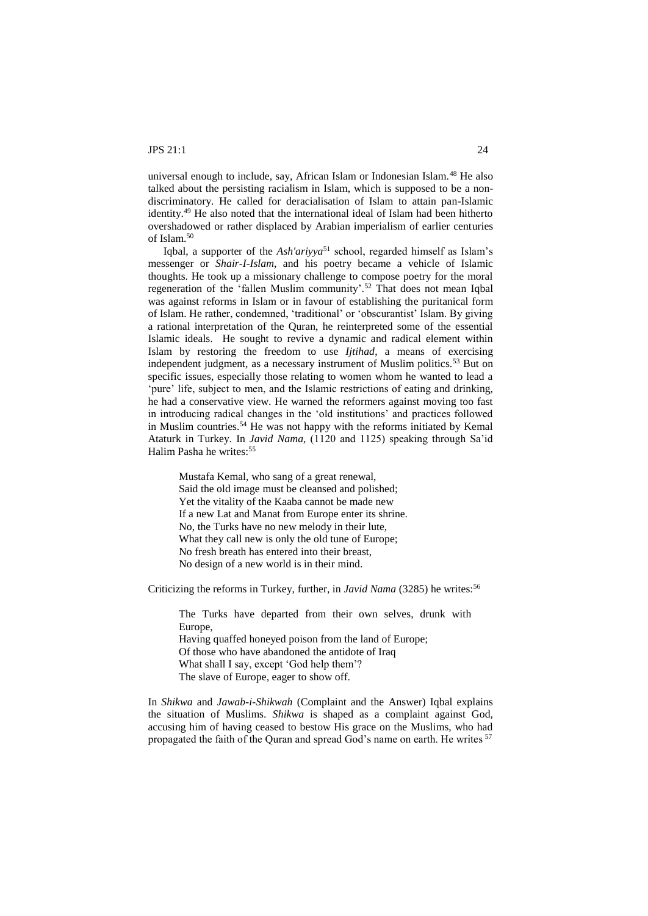universal enough to include, say, African Islam or Indonesian Islam.[48] He also talked about the persisting racialism in Islam, which is supposed to be a non-discriminatory. He called for deracialisation of Islam to attain pan-Islamic identity.[49] He also noted that the international ideal of Islam had been hitherto overshadowed or rather displaced by Arabian imperialism of earlier centuries of Islam.[50]

Iqbal, a supporter of the *Ash'ariyya*[51] school, regarded himself as Islam's messenger or *Shair-I-Islam*, and his poetry became a vehicle of Islamic thoughts. He took up a missionary challenge to compose poetry for the moral regeneration of the 'fallen Muslim community'.[52] That does not mean Iqbal was against reforms in Islam or in favour of establishing the puritanical form of Islam. He rather, condemned, 'traditional' or 'obscurantist' Islam. By giving a rational interpretation of the Quran, he reinterpreted some of the essential Islamic ideals. He sought to revive a dynamic and radical element within Islam by restoring the freedom to use *Ijtihad*, a means of exercising independent judgment, as a necessary instrument of Muslim politics.[53] But on specific issues, especially those relating to women whom he wanted to lead a 'pure' life, subject to men, and the Islamic restrictions of eating and drinking, he had a conservative view. He warned the reformers against moving too fast in introducing radical changes in the 'old institutions' and practices followed in Muslim countries.[54] He was not happy with the reforms initiated by Kemal Ataturk in Turkey. In *Javid Nama,* (1120 and 1125) speaking through Sa'id Halim Pasha he writes:[55]

> Mustafa Kemal, who sang of a great renewal,
> Said the old image must be cleansed and polished;
> Yet the vitality of the Kaaba cannot be made new
> If a new Lat and Manat from Europe enter its shrine.
> No, the Turks have no new melody in their lute,
> What they call new is only the old tune of Europe;
> No fresh breath has entered into their breast,
> No design of a new world is in their mind.

Criticizing the reforms in Turkey, further, in *Javid Nama* (3285) he writes:[56]

> The Turks have departed from their own selves, drunk with Europe,
> Having quaffed honeyed poison from the land of Europe;
> Of those who have abandoned the antidote of Iraq
> What shall I say, except 'God help them'?
> The slave of Europe, eager to show off.

In *Shikwa* and *Jawab-i-Shikwah* (Complaint and the Answer) Iqbal explains the situation of Muslims. *Shikwa* is shaped as a complaint against God, accusing him of having ceased to bestow His grace on the Muslims, who had propagated the faith of the Quran and spread God's name on earth. He writes [57]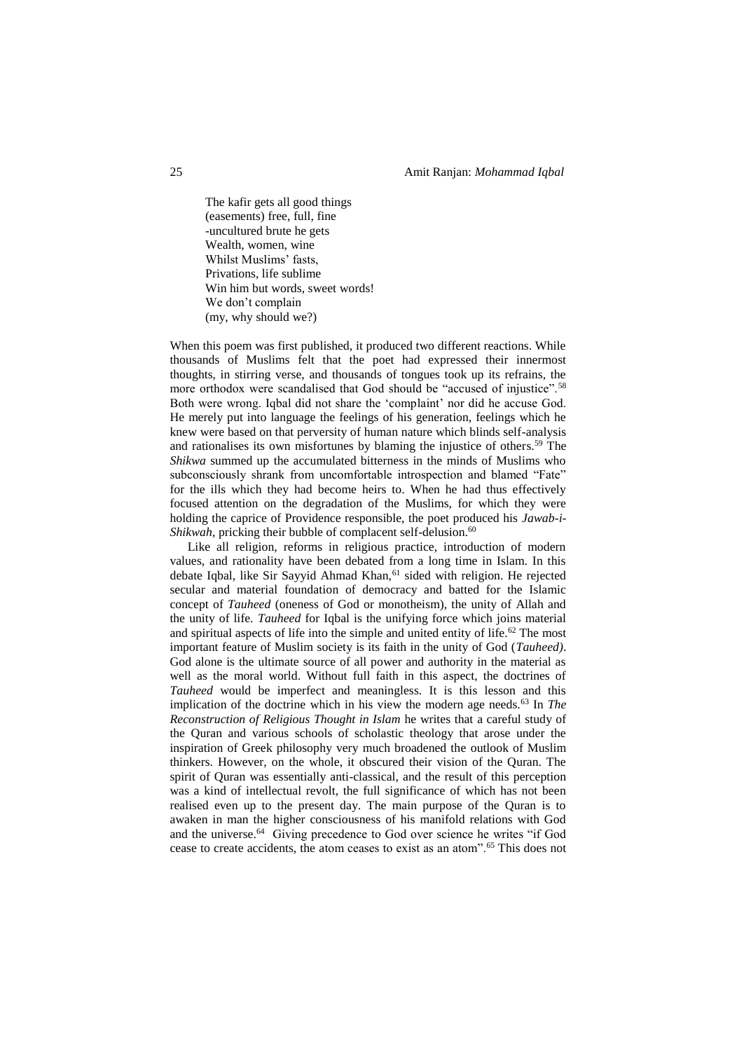The kafir gets all good things  
(easements) free, full, fine  
-uncultured brute he gets  
Wealth, women, wine  
Whilst Muslims' fasts,  
Privations, life sublime  
Win him but words, sweet words!  
We don't complain  
(my, why should we?)

When this poem was first published, it produced two different reactions. While thousands of Muslims felt that the poet had expressed their innermost thoughts, in stirring verse, and thousands of tongues took up its refrains, the more orthodox were scandalised that God should be "accused of injustice".[58] Both were wrong. Iqbal did not share the 'complaint' nor did he accuse God. He merely put into language the feelings of his generation, feelings which he knew were based on that perversity of human nature which blinds self-analysis and rationalises its own misfortunes by blaming the injustice of others.[59] The *Shikwa* summed up the accumulated bitterness in the minds of Muslims who subconsciously shrank from uncomfortable introspection and blamed "Fate" for the ills which they had become heirs to. When he had thus effectively focused attention on the degradation of the Muslims, for which they were holding the caprice of Providence responsible, the poet produced his *Jawab-i-Shikwah*, pricking their bubble of complacent self-delusion.[60]

Like all religion, reforms in religious practice, introduction of modern values, and rationality have been debated from a long time in Islam. In this debate Iqbal, like Sir Sayyid Ahmad Khan,[61] sided with religion. He rejected secular and material foundation of democracy and batted for the Islamic concept of *Tauheed* (oneness of God or monotheism), the unity of Allah and the unity of life. *Tauheed* for Iqbal is the unifying force which joins material and spiritual aspects of life into the simple and united entity of life.[62] The most important feature of Muslim society is its faith in the unity of God (*Tauheed)*. God alone is the ultimate source of all power and authority in the material as well as the moral world. Without full faith in this aspect, the doctrines of *Tauheed* would be imperfect and meaningless. It is this lesson and this implication of the doctrine which in his view the modern age needs.[63] In *The Reconstruction of Religious Thought in Islam* he writes that a careful study of the Quran and various schools of scholastic theology that arose under the inspiration of Greek philosophy very much broadened the outlook of Muslim thinkers. However, on the whole, it obscured their vision of the Quran. The spirit of Quran was essentially anti-classical, and the result of this perception was a kind of intellectual revolt, the full significance of which has not been realised even up to the present day. The main purpose of the Quran is to awaken in man the higher consciousness of his manifold relations with God and the universe.[64] Giving precedence to God over science he writes "if God cease to create accidents, the atom ceases to exist as an atom".[65] This does not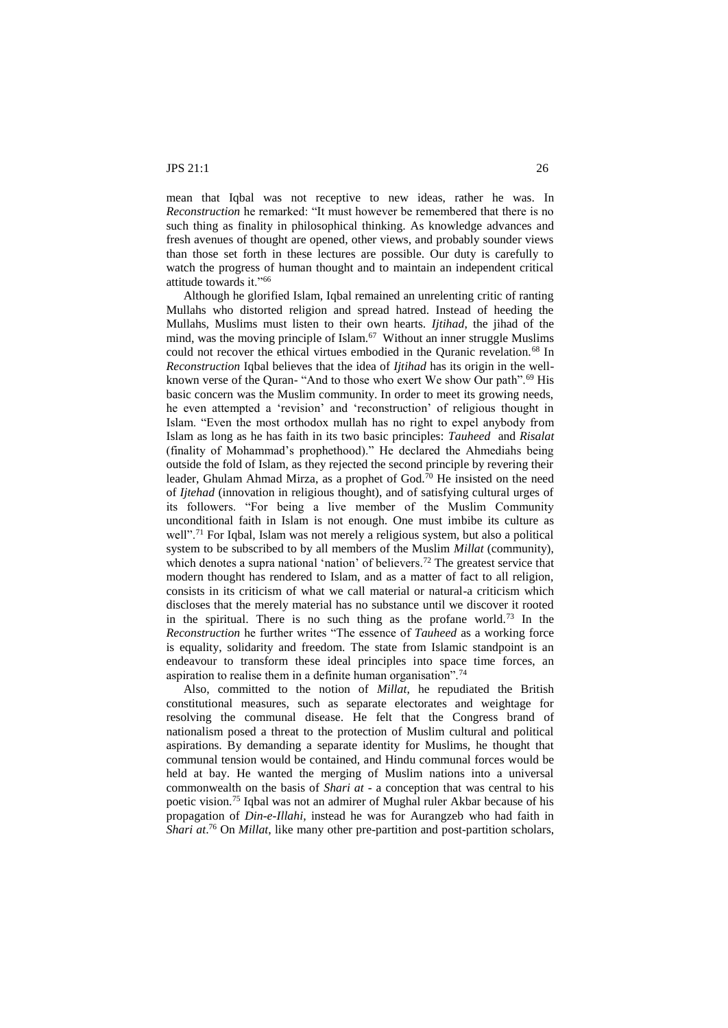mean that Iqbal was not receptive to new ideas, rather he was. In *Reconstruction* he remarked: "It must however be remembered that there is no such thing as finality in philosophical thinking. As knowledge advances and fresh avenues of thought are opened, other views, and probably sounder views than those set forth in these lectures are possible. Our duty is carefully to watch the progress of human thought and to maintain an independent critical attitude towards it."[66]

Although he glorified Islam, Iqbal remained an unrelenting critic of ranting Mullahs who distorted religion and spread hatred. Instead of heeding the Mullahs, Muslims must listen to their own hearts. *Ijtihad*, the jihad of the mind, was the moving principle of Islam.[67] Without an inner struggle Muslims could not recover the ethical virtues embodied in the Quranic revelation.[68] In *Reconstruction* Iqbal believes that the idea of *Ijtihad* has its origin in the well-known verse of the Quran- "And to those who exert We show Our path".[69] His basic concern was the Muslim community. In order to meet its growing needs, he even attempted a 'revision' and 'reconstruction' of religious thought in Islam. "Even the most orthodox mullah has no right to expel anybody from Islam as long as he has faith in its two basic principles: *Tauheed* and *Risalat* (finality of Mohammad's prophethood)." He declared the Ahmediahs being outside the fold of Islam, as they rejected the second principle by revering their leader, Ghulam Ahmad Mirza, as a prophet of God.[70] He insisted on the need of *Ijtehad* (innovation in religious thought), and of satisfying cultural urges of its followers. "For being a live member of the Muslim Community unconditional faith in Islam is not enough. One must imbibe its culture as well".[71] For Iqbal, Islam was not merely a religious system, but also a political system to be subscribed to by all members of the Muslim *Millat* (community), which denotes a supra national 'nation' of believers.[72] The greatest service that modern thought has rendered to Islam, and as a matter of fact to all religion, consists in its criticism of what we call material or natural-a criticism which discloses that the merely material has no substance until we discover it rooted in the spiritual. There is no such thing as the profane world.[73] In the *Reconstruction* he further writes "The essence of *Tauheed* as a working force is equality, solidarity and freedom. The state from Islamic standpoint is an endeavour to transform these ideal principles into space time forces, an aspiration to realise them in a definite human organisation".[74]

Also, committed to the notion of *Millat*, he repudiated the British constitutional measures, such as separate electorates and weightage for resolving the communal disease. He felt that the Congress brand of nationalism posed a threat to the protection of Muslim cultural and political aspirations. By demanding a separate identity for Muslims, he thought that communal tension would be contained, and Hindu communal forces would be held at bay. He wanted the merging of Muslim nations into a universal commonwealth on the basis of *Shari at* - a conception that was central to his poetic vision.[75] Iqbal was not an admirer of Mughal ruler Akbar because of his propagation of *Din-e-Illahi*, instead he was for Aurangzeb who had faith in *Shari at*.[76] On *Millat*, like many other pre-partition and post-partition scholars,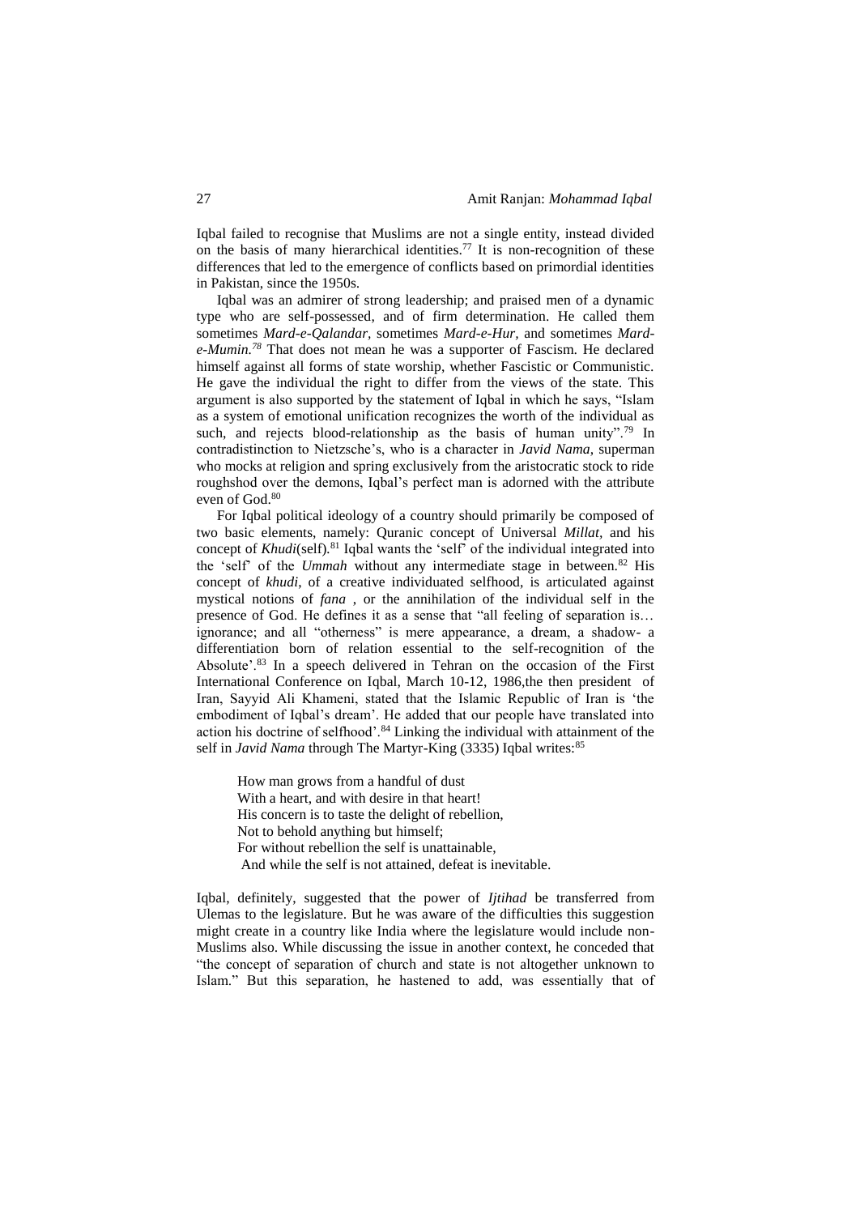Iqbal failed to recognise that Muslims are not a single entity, instead divided on the basis of many hierarchical identities.[77] It is non-recognition of these differences that led to the emergence of conflicts based on primordial identities in Pakistan, since the 1950s.

Iqbal was an admirer of strong leadership; and praised men of a dynamic type who are self-possessed, and of firm determination. He called them sometimes *Mard-e-Qalandar,* sometimes *Mard-e-Hur,* and sometimes *Mard-e-Mumin.*[78] That does not mean he was a supporter of Fascism. He declared himself against all forms of state worship, whether Fascistic or Communistic. He gave the individual the right to differ from the views of the state. This argument is also supported by the statement of Iqbal in which he says, "Islam as a system of emotional unification recognizes the worth of the individual as such, and rejects blood-relationship as the basis of human unity".[79] In contradistinction to Nietzsche's, who is a character in *Javid Nama*, superman who mocks at religion and spring exclusively from the aristocratic stock to ride roughshod over the demons, Iqbal's perfect man is adorned with the attribute even of God.[80]

For Iqbal political ideology of a country should primarily be composed of two basic elements, namely: Quranic concept of Universal *Millat,* and his concept of *Khudi*(self).[81] Iqbal wants the 'self' of the individual integrated into the 'self' of the *Ummah* without any intermediate stage in between.[82] His concept of *khudi*, of a creative individuated selfhood, is articulated against mystical notions of *fana* , or the annihilation of the individual self in the presence of God. He defines it as a sense that "all feeling of separation is… ignorance; and all "otherness" is mere appearance, a dream, a shadow- a differentiation born of relation essential to the self-recognition of the Absolute'.[83] In a speech delivered in Tehran on the occasion of the First International Conference on Iqbal, March 10-12, 1986,the then president of Iran, Sayyid Ali Khameni, stated that the Islamic Republic of Iran is 'the embodiment of Iqbal's dream'. He added that our people have translated into action his doctrine of selfhood'.[84] Linking the individual with attainment of the self in *Javid Nama* through The Martyr-King (3335) Iqbal writes:[85]

> How man grows from a handful of dust
> With a heart, and with desire in that heart!
> His concern is to taste the delight of rebellion,
> Not to behold anything but himself;
> For without rebellion the self is unattainable,
> And while the self is not attained, defeat is inevitable.

Iqbal, definitely, suggested that the power of *Ijtihad* be transferred from Ulemas to the legislature. But he was aware of the difficulties this suggestion might create in a country like India where the legislature would include non-Muslims also. While discussing the issue in another context, he conceded that "the concept of separation of church and state is not altogether unknown to Islam." But this separation, he hastened to add, was essentially that of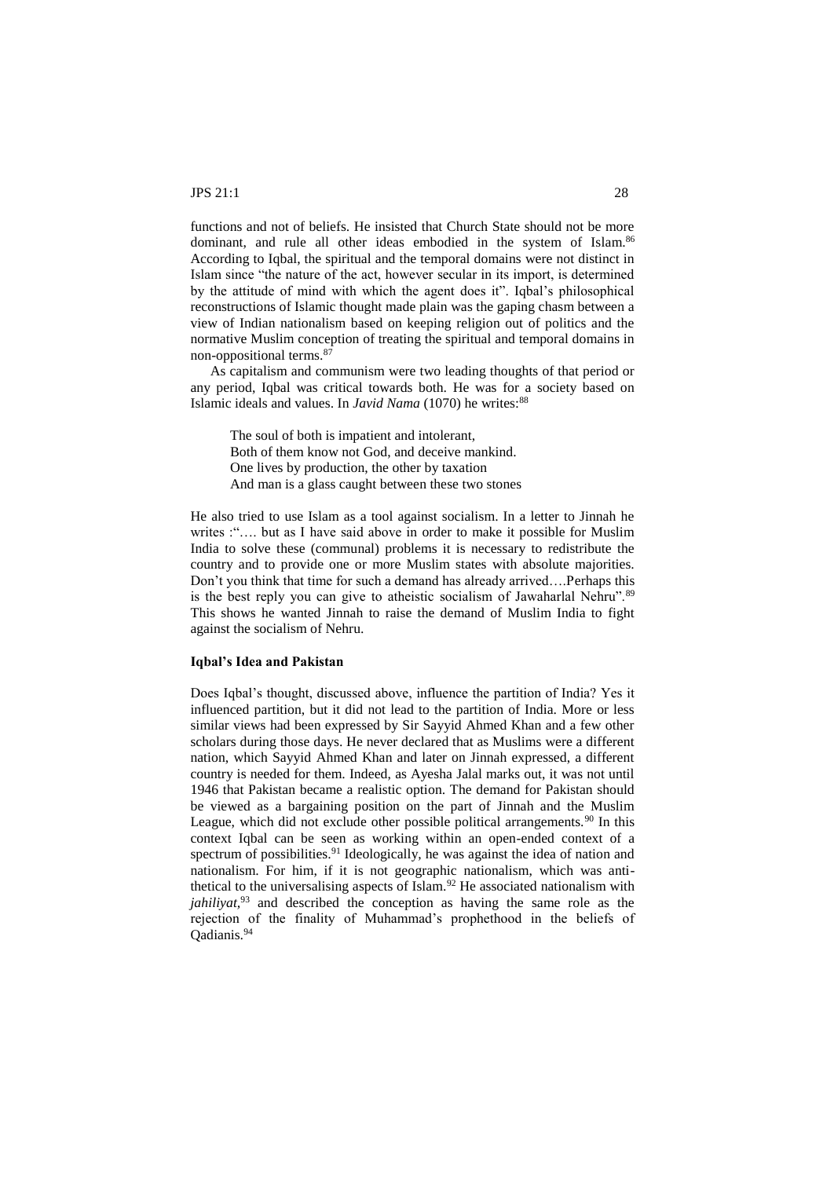functions and not of beliefs. He insisted that Church State should not be more dominant, and rule all other ideas embodied in the system of Islam.[86] According to Iqbal, the spiritual and the temporal domains were not distinct in Islam since "the nature of the act, however secular in its import, is determined by the attitude of mind with which the agent does it". Iqbal's philosophical reconstructions of Islamic thought made plain was the gaping chasm between a view of Indian nationalism based on keeping religion out of politics and the normative Muslim conception of treating the spiritual and temporal domains in non-oppositional terms.[87]

As capitalism and communism were two leading thoughts of that period or any period, Iqbal was critical towards both. He was for a society based on Islamic ideals and values. In *Javid Nama* (1070) he writes:[88]

> The soul of both is impatient and intolerant,
> Both of them know not God, and deceive mankind.
> One lives by production, the other by taxation
> And man is a glass caught between these two stones

He also tried to use Islam as a tool against socialism. In a letter to Jinnah he writes :"…. but as I have said above in order to make it possible for Muslim India to solve these (communal) problems it is necessary to redistribute the country and to provide one or more Muslim states with absolute majorities. Don't you think that time for such a demand has already arrived….Perhaps this is the best reply you can give to atheistic socialism of Jawaharlal Nehru".[89] This shows he wanted Jinnah to raise the demand of Muslim India to fight against the socialism of Nehru.

### Iqbal's Idea and Pakistan

Does Iqbal's thought, discussed above, influence the partition of India? Yes it influenced partition, but it did not lead to the partition of India. More or less similar views had been expressed by Sir Sayyid Ahmed Khan and a few other scholars during those days. He never declared that as Muslims were a different nation, which Sayyid Ahmed Khan and later on Jinnah expressed, a different country is needed for them. Indeed, as Ayesha Jalal marks out, it was not until 1946 that Pakistan became a realistic option. The demand for Pakistan should be viewed as a bargaining position on the part of Jinnah and the Muslim League, which did not exclude other possible political arrangements.[90] In this context Iqbal can be seen as working within an open-ended context of a spectrum of possibilities.[91] Ideologically, he was against the idea of nation and nationalism. For him, if it is not geographic nationalism, which was anti-thetical to the universalising aspects of Islam.[92] He associated nationalism with *jahiliyat*,[93] and described the conception as having the same role as the rejection of the finality of Muhammad's prophethood in the beliefs of Qadianis.[94]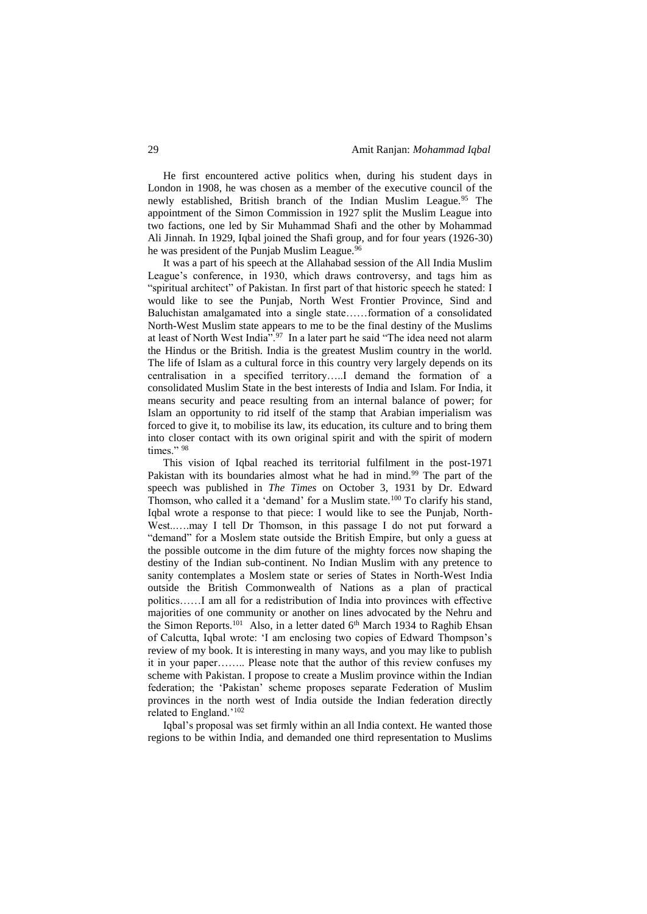He first encountered active politics when, during his student days in London in 1908, he was chosen as a member of the executive council of the newly established, British branch of the Indian Muslim League.[95] The appointment of the Simon Commission in 1927 split the Muslim League into two factions, one led by Sir Muhammad Shafi and the other by Mohammad Ali Jinnah. In 1929, Iqbal joined the Shafi group, and for four years (1926-30) he was president of the Punjab Muslim League.[96]

It was a part of his speech at the Allahabad session of the All India Muslim League's conference, in 1930, which draws controversy, and tags him as "spiritual architect" of Pakistan. In first part of that historic speech he stated: I would like to see the Punjab, North West Frontier Province, Sind and Baluchistan amalgamated into a single state……formation of a consolidated North-West Muslim state appears to me to be the final destiny of the Muslims at least of North West India".[97] In a later part he said "The idea need not alarm the Hindus or the British. India is the greatest Muslim country in the world. The life of Islam as a cultural force in this country very largely depends on its centralisation in a specified territory…..I demand the formation of a consolidated Muslim State in the best interests of India and Islam. For India, it means security and peace resulting from an internal balance of power; for Islam an opportunity to rid itself of the stamp that Arabian imperialism was forced to give it, to mobilise its law, its education, its culture and to bring them into closer contact with its own original spirit and with the spirit of modern times." [98]

This vision of Iqbal reached its territorial fulfilment in the post-1971 Pakistan with its boundaries almost what he had in mind.[99] The part of the speech was published in *The Times* on October 3, 1931 by Dr. Edward Thomson, who called it a 'demand' for a Muslim state.[100] To clarify his stand, Iqbal wrote a response to that piece: I would like to see the Punjab, North-West..….may I tell Dr Thomson, in this passage I do not put forward a "demand" for a Moslem state outside the British Empire, but only a guess at the possible outcome in the dim future of the mighty forces now shaping the destiny of the Indian sub-continent. No Indian Muslim with any pretence to sanity contemplates a Moslem state or series of States in North-West India outside the British Commonwealth of Nations as a plan of practical politics……I am all for a redistribution of India into provinces with effective majorities of one community or another on lines advocated by the Nehru and the Simon Reports.[101] Also, in a letter dated 6th March 1934 to Raghib Ehsan of Calcutta, Iqbal wrote: 'I am enclosing two copies of Edward Thompson's review of my book. It is interesting in many ways, and you may like to publish it in your paper…….. Please note that the author of this review confuses my scheme with Pakistan. I propose to create a Muslim province within the Indian federation; the 'Pakistan' scheme proposes separate Federation of Muslim provinces in the north west of India outside the Indian federation directly related to England.'[102]

Iqbal's proposal was set firmly within an all India context. He wanted those regions to be within India, and demanded one third representation to Muslims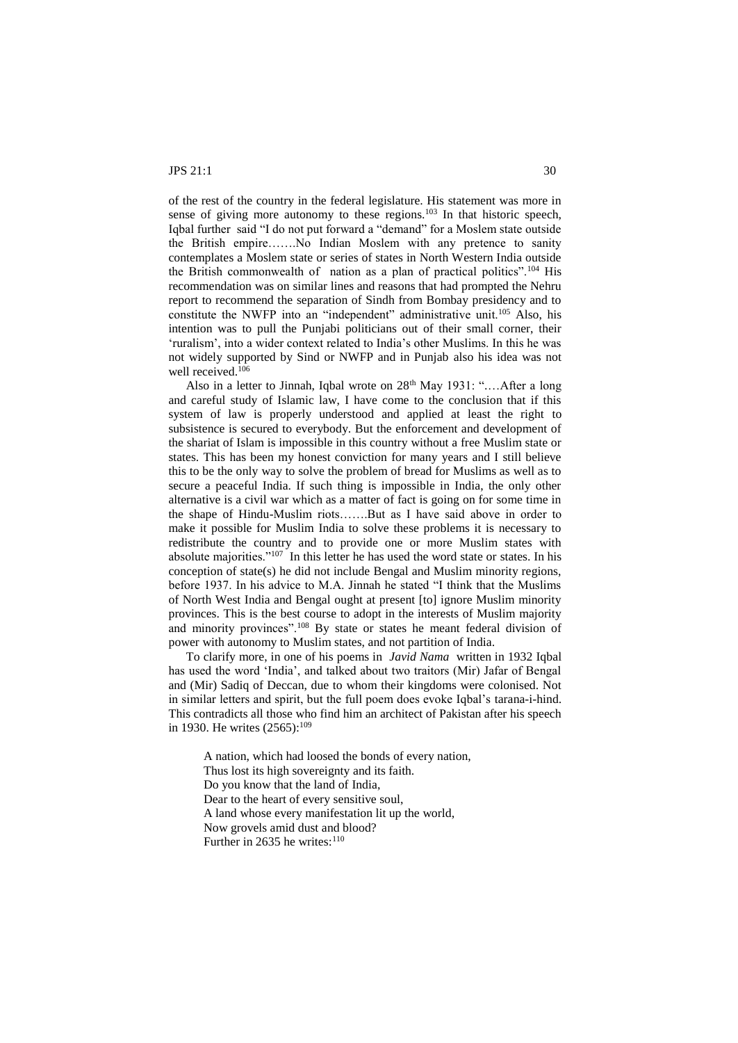of the rest of the country in the federal legislature. His statement was more in sense of giving more autonomy to these regions.[103] In that historic speech, Iqbal further said "I do not put forward a "demand" for a Moslem state outside the British empire…….No Indian Moslem with any pretence to sanity contemplates a Moslem state or series of states in North Western India outside the British commonwealth of nation as a plan of practical politics".[104] His recommendation was on similar lines and reasons that had prompted the Nehru report to recommend the separation of Sindh from Bombay presidency and to constitute the NWFP into an "independent" administrative unit.[105] Also, his intention was to pull the Punjabi politicians out of their small corner, their 'ruralism', into a wider context related to India's other Muslims. In this he was not widely supported by Sind or NWFP and in Punjab also his idea was not well received.[106]

Also in a letter to Jinnah, Iqbal wrote on 28th May 1931: "….After a long and careful study of Islamic law, I have come to the conclusion that if this system of law is properly understood and applied at least the right to subsistence is secured to everybody. But the enforcement and development of the shariat of Islam is impossible in this country without a free Muslim state or states. This has been my honest conviction for many years and I still believe this to be the only way to solve the problem of bread for Muslims as well as to secure a peaceful India. If such thing is impossible in India, the only other alternative is a civil war which as a matter of fact is going on for some time in the shape of Hindu-Muslim riots…….But as I have said above in order to make it possible for Muslim India to solve these problems it is necessary to redistribute the country and to provide one or more Muslim states with absolute majorities."[107] In this letter he has used the word state or states. In his conception of state(s) he did not include Bengal and Muslim minority regions, before 1937. In his advice to M.A. Jinnah he stated "I think that the Muslims of North West India and Bengal ought at present [to] ignore Muslim minority provinces. This is the best course to adopt in the interests of Muslim majority and minority provinces".[108] By state or states he meant federal division of power with autonomy to Muslim states, and not partition of India.

To clarify more, in one of his poems in *Javid Nama* written in 1932 Iqbal has used the word 'India', and talked about two traitors (Mir) Jafar of Bengal and (Mir) Sadiq of Deccan, due to whom their kingdoms were colonised. Not in similar letters and spirit, but the full poem does evoke Iqbal's tarana-i-hind. This contradicts all those who find him an architect of Pakistan after his speech in 1930. He writes (2565):[109]

> A nation, which had loosed the bonds of every nation,
> Thus lost its high sovereignty and its faith.
> Do you know that the land of India,
> Dear to the heart of every sensitive soul,
> A land whose every manifestation lit up the world,
> Now grovels amid dust and blood?

Further in 2635 he writes:[110]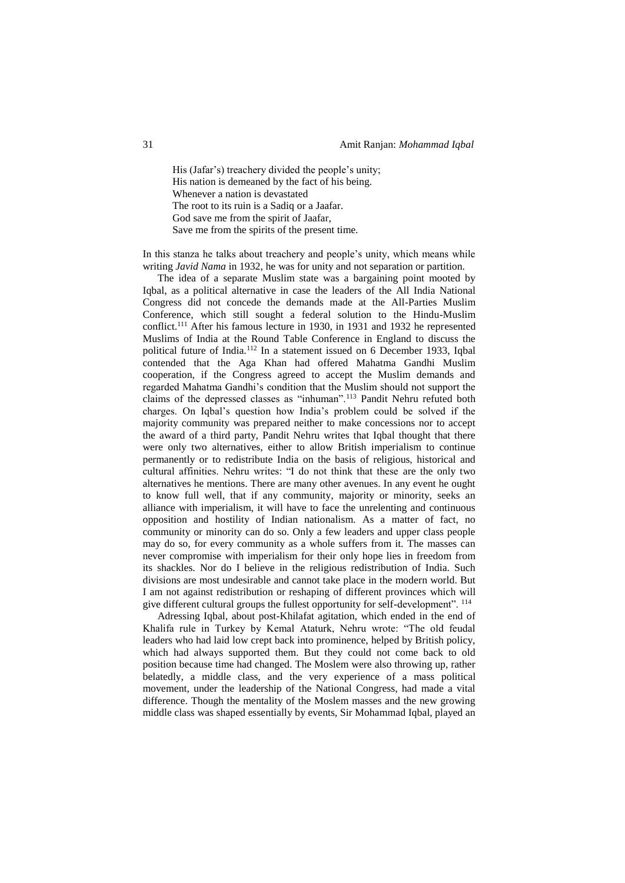> His (Jafar's) treachery divided the people's unity;
> His nation is demeaned by the fact of his being.
> Whenever a nation is devastated
> The root to its ruin is a Sadiq or a Jaafar.
> God save me from the spirit of Jaafar,
> Save me from the spirits of the present time.

In this stanza he talks about treachery and people's unity, which means while writing *Javid Nama* in 1932, he was for unity and not separation or partition.

The idea of a separate Muslim state was a bargaining point mooted by Iqbal, as a political alternative in case the leaders of the All India National Congress did not concede the demands made at the All-Parties Muslim Conference, which still sought a federal solution to the Hindu-Muslim conflict.[111] After his famous lecture in 1930, in 1931 and 1932 he represented Muslims of India at the Round Table Conference in England to discuss the political future of India.[112] In a statement issued on 6 December 1933, Iqbal contended that the Aga Khan had offered Mahatma Gandhi Muslim cooperation, if the Congress agreed to accept the Muslim demands and regarded Mahatma Gandhi's condition that the Muslim should not support the claims of the depressed classes as "inhuman".[113] Pandit Nehru refuted both charges. On Iqbal's question how India's problem could be solved if the majority community was prepared neither to make concessions nor to accept the award of a third party, Pandit Nehru writes that Iqbal thought that there were only two alternatives, either to allow British imperialism to continue permanently or to redistribute India on the basis of religious, historical and cultural affinities. Nehru writes: "I do not think that these are the only two alternatives he mentions. There are many other avenues. In any event he ought to know full well, that if any community, majority or minority, seeks an alliance with imperialism, it will have to face the unrelenting and continuous opposition and hostility of Indian nationalism. As a matter of fact, no community or minority can do so. Only a few leaders and upper class people may do so, for every community as a whole suffers from it. The masses can never compromise with imperialism for their only hope lies in freedom from its shackles. Nor do I believe in the religious redistribution of India. Such divisions are most undesirable and cannot take place in the modern world. But I am not against redistribution or reshaping of different provinces which will give different cultural groups the fullest opportunity for self-development". [114]

Adressing Iqbal, about post-Khilafat agitation, which ended in the end of Khalifa rule in Turkey by Kemal Ataturk, Nehru wrote: "The old feudal leaders who had laid low crept back into prominence, helped by British policy, which had always supported them. But they could not come back to old position because time had changed. The Moslem were also throwing up, rather belatedly, a middle class, and the very experience of a mass political movement, under the leadership of the National Congress, had made a vital difference. Though the mentality of the Moslem masses and the new growing middle class was shaped essentially by events, Sir Mohammad Iqbal, played an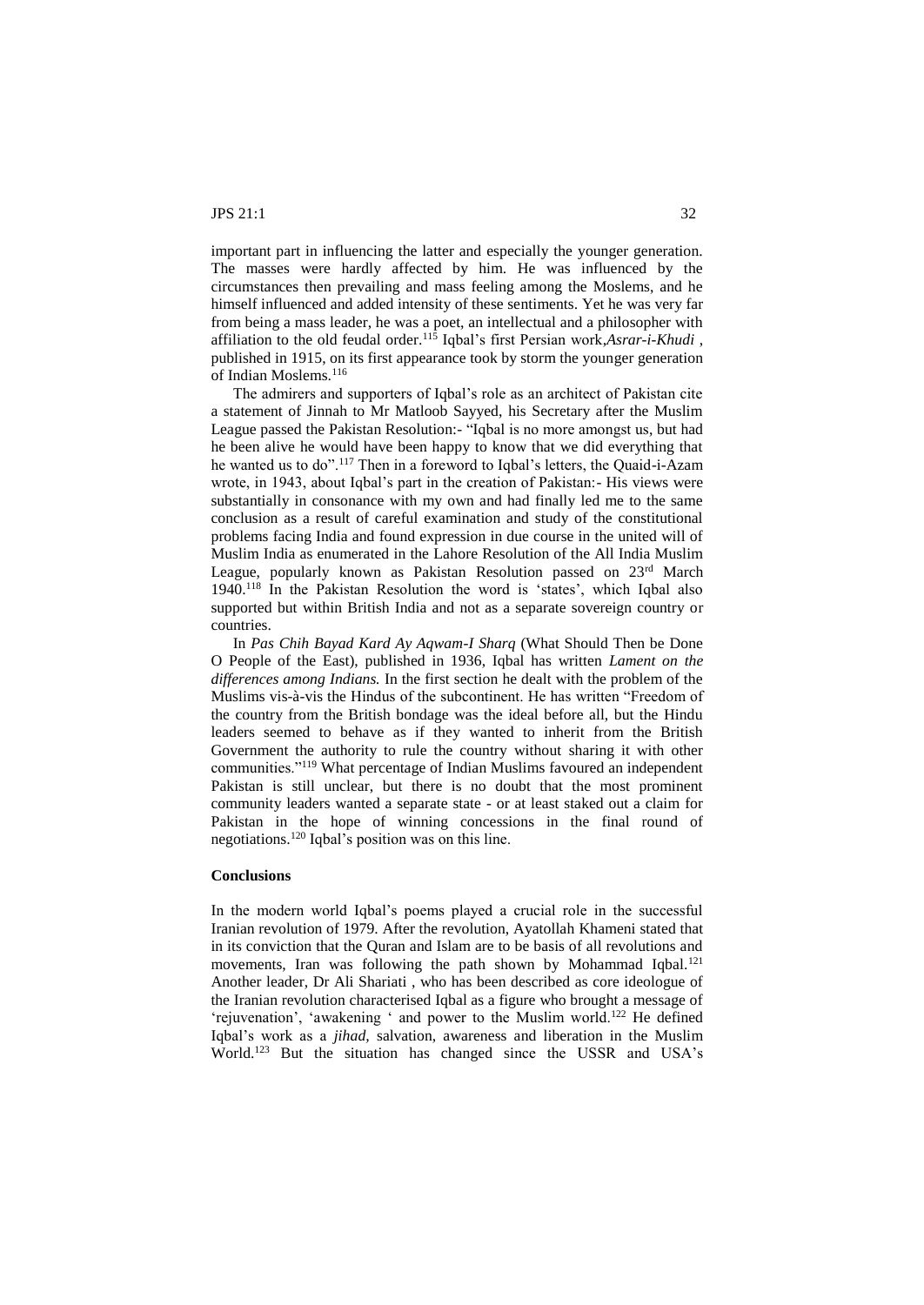important part in influencing the latter and especially the younger generation. The masses were hardly affected by him. He was influenced by the circumstances then prevailing and mass feeling among the Moslems, and he himself influenced and added intensity of these sentiments. Yet he was very far from being a mass leader, he was a poet, an intellectual and a philosopher with affiliation to the old feudal order.[115] Iqbal's first Persian work,*Asrar-i-Khudi* , published in 1915, on its first appearance took by storm the younger generation of Indian Moslems.[116]

The admirers and supporters of Iqbal's role as an architect of Pakistan cite a statement of Jinnah to Mr Matloob Sayyed, his Secretary after the Muslim League passed the Pakistan Resolution:- "Iqbal is no more amongst us, but had he been alive he would have been happy to know that we did everything that he wanted us to do".[117] Then in a foreword to Iqbal's letters, the Quaid-i-Azam wrote, in 1943, about Iqbal's part in the creation of Pakistan:- His views were substantially in consonance with my own and had finally led me to the same conclusion as a result of careful examination and study of the constitutional problems facing India and found expression in due course in the united will of Muslim India as enumerated in the Lahore Resolution of the All India Muslim League, popularly known as Pakistan Resolution passed on 23rd March 1940.[118] In the Pakistan Resolution the word is 'states', which Iqbal also supported but within British India and not as a separate sovereign country or countries.

In *Pas Chih Bayad Kard Ay Aqwam-I Sharq* (What Should Then be Done O People of the East), published in 1936, Iqbal has written *Lament on the differences among Indians.* In the first section he dealt with the problem of the Muslims vis-à-vis the Hindus of the subcontinent. He has written "Freedom of the country from the British bondage was the ideal before all, but the Hindu leaders seemed to behave as if they wanted to inherit from the British Government the authority to rule the country without sharing it with other communities."[119] What percentage of Indian Muslims favoured an independent Pakistan is still unclear, but there is no doubt that the most prominent community leaders wanted a separate state - or at least staked out a claim for Pakistan in the hope of winning concessions in the final round of negotiations.[120] Iqbal's position was on this line.

## Conclusions

In the modern world Iqbal's poems played a crucial role in the successful Iranian revolution of 1979. After the revolution, Ayatollah Khameni stated that in its conviction that the Quran and Islam are to be basis of all revolutions and movements, Iran was following the path shown by Mohammad Iqbal.[121] Another leader, Dr Ali Shariati , who has been described as core ideologue of the Iranian revolution characterised Iqbal as a figure who brought a message of 'rejuvenation', 'awakening ' and power to the Muslim world.[122] He defined Iqbal's work as a *jihad,* salvation, awareness and liberation in the Muslim World.[123] But the situation has changed since the USSR and USA's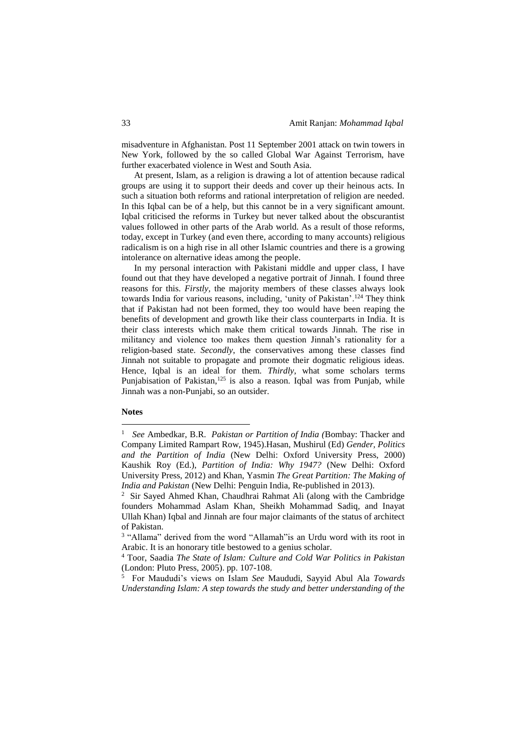misadventure in Afghanistan. Post 11 September 2001 attack on twin towers in New York, followed by the so called Global War Against Terrorism, have further exacerbated violence in West and South Asia.

At present, Islam, as a religion is drawing a lot of attention because radical groups are using it to support their deeds and cover up their heinous acts. In such a situation both reforms and rational interpretation of religion are needed. In this Iqbal can be of a help, but this cannot be in a very significant amount. Iqbal criticised the reforms in Turkey but never talked about the obscurantist values followed in other parts of the Arab world. As a result of those reforms, today, except in Turkey (and even there, according to many accounts) religious radicalism is on a high rise in all other Islamic countries and there is a growing intolerance on alternative ideas among the people.

In my personal interaction with Pakistani middle and upper class, I have found out that they have developed a negative portrait of Jinnah. I found three reasons for this. *Firstly*, the majority members of these classes always look towards India for various reasons, including, 'unity of Pakistan'.[124] They think that if Pakistan had not been formed, they too would have been reaping the benefits of development and growth like their class counterparts in India. It is their class interests which make them critical towards Jinnah. The rise in militancy and violence too makes them question Jinnah's rationality for a religion-based state. *Secondly*, the conservatives among these classes find Jinnah not suitable to propagate and promote their dogmatic religious ideas. Hence, Iqbal is an ideal for them. *Thirdly*, what some scholars terms Punjabisation of Pakistan,[125] is also a reason. Iqbal was from Punjab, while Jinnah was a non-Punjabi, so an outsider.

**Notes**

[1] *See* Ambedkar, B.R. *Pakistan or Partition of India (*Bombay: Thacker and Company Limited Rampart Row, 1945).Hasan, Mushirul (Ed) *Gender, Politics and the Partition of India* (New Delhi: Oxford University Press, 2000) Kaushik Roy (Ed.), *Partition of India: Why 1947?* (New Delhi: Oxford University Press, 2012) and Khan, Yasmin *The Great Partition: The Making of India and Pakistan* (New Delhi: Penguin India, Re-published in 2013).

[2] Sir Sayed Ahmed Khan, Chaudhrai Rahmat Ali (along with the Cambridge founders Mohammad Aslam Khan, Sheikh Mohammad Sadiq, and Inayat Ullah Khan) Iqbal and Jinnah are four major claimants of the status of architect of Pakistan.

[3] "Allama" derived from the word "Allamah"is an Urdu word with its root in Arabic. It is an honorary title bestowed to a genius scholar.

[4] Toor, Saadia *The State of Islam: Culture and Cold War Politics in Pakistan* (London: Pluto Press, 2005). pp. 107-108.

[5] For Maududi's views on Islam *See* Maududi, Sayyid Abul Ala *Towards Understanding Islam: A step towards the study and better understanding of the*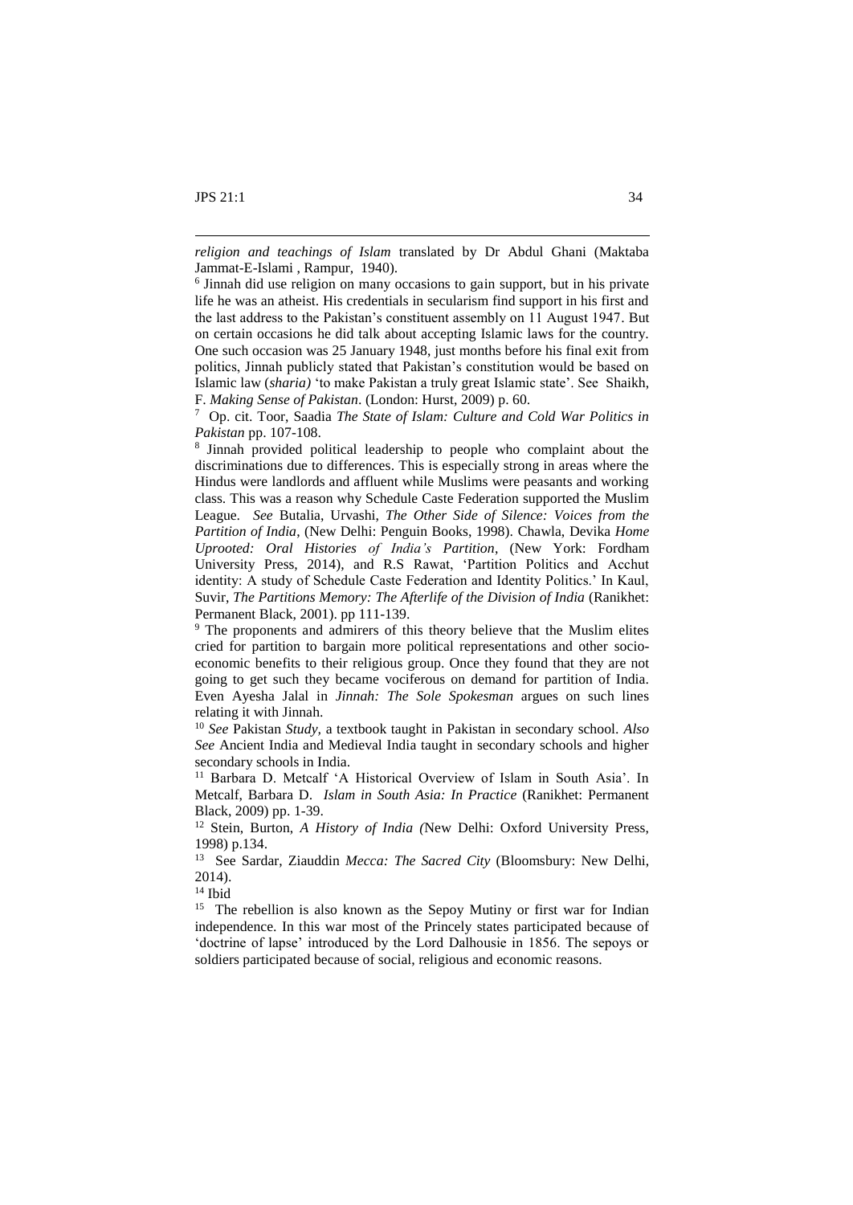*religion and teachings of Islam* translated by Dr Abdul Ghani (Maktaba Jammat-E-Islami , Rampur, 1940).

[6] Jinnah did use religion on many occasions to gain support, but in his private life he was an atheist. His credentials in secularism find support in his first and the last address to the Pakistan's constituent assembly on 11 August 1947. But on certain occasions he did talk about accepting Islamic laws for the country. One such occasion was 25 January 1948, just months before his final exit from politics, Jinnah publicly stated that Pakistan's constitution would be based on Islamic law (*sharia)* 'to make Pakistan a truly great Islamic state'. See Shaikh, F. *Making Sense of Pakistan*. (London: Hurst, 2009) p. 60.

[7] Op. cit. Toor, Saadia *The State of Islam: Culture and Cold War Politics in Pakistan* pp. 107-108.

[8] Jinnah provided political leadership to people who complaint about the discriminations due to differences. This is especially strong in areas where the Hindus were landlords and affluent while Muslims were peasants and working class. This was a reason why Schedule Caste Federation supported the Muslim League. *See* Butalia, Urvashi, *The Other Side of Silence: Voices from the Partition of India*, (New Delhi: Penguin Books, 1998). Chawla, Devika *Home Uprooted: Oral Histories of India's Partition*, (New York: Fordham University Press, 2014), and R.S Rawat, 'Partition Politics and Acchut identity: A study of Schedule Caste Federation and Identity Politics.' In Kaul, Suvir, *The Partitions Memory: The Afterlife of the Division of India* (Ranikhet: Permanent Black, 2001). pp 111-139.

[9] The proponents and admirers of this theory believe that the Muslim elites cried for partition to bargain more political representations and other socio-economic benefits to their religious group. Once they found that they are not going to get such they became vociferous on demand for partition of India. Even Ayesha Jalal in *Jinnah: The Sole Spokesman* argues on such lines relating it with Jinnah.

[10] *See* Pakistan *Study,* a textbook taught in Pakistan in secondary school. *Also See* Ancient India and Medieval India taught in secondary schools and higher secondary schools in India.

[11] Barbara D. Metcalf 'A Historical Overview of Islam in South Asia'. In Metcalf, Barbara D. *Islam in South Asia: In Practice* (Ranikhet: Permanent Black, 2009) pp. 1-39.

[12] Stein, Burton, *A History of India (*New Delhi: Oxford University Press, 1998) p.134.

[13] See Sardar, Ziauddin *Mecca: The Sacred City* (Bloomsbury: New Delhi, 2014).

[14] Ibid

[15] The rebellion is also known as the Sepoy Mutiny or first war for Indian independence. In this war most of the Princely states participated because of 'doctrine of lapse' introduced by the Lord Dalhousie in 1856. The sepoys or soldiers participated because of social, religious and economic reasons.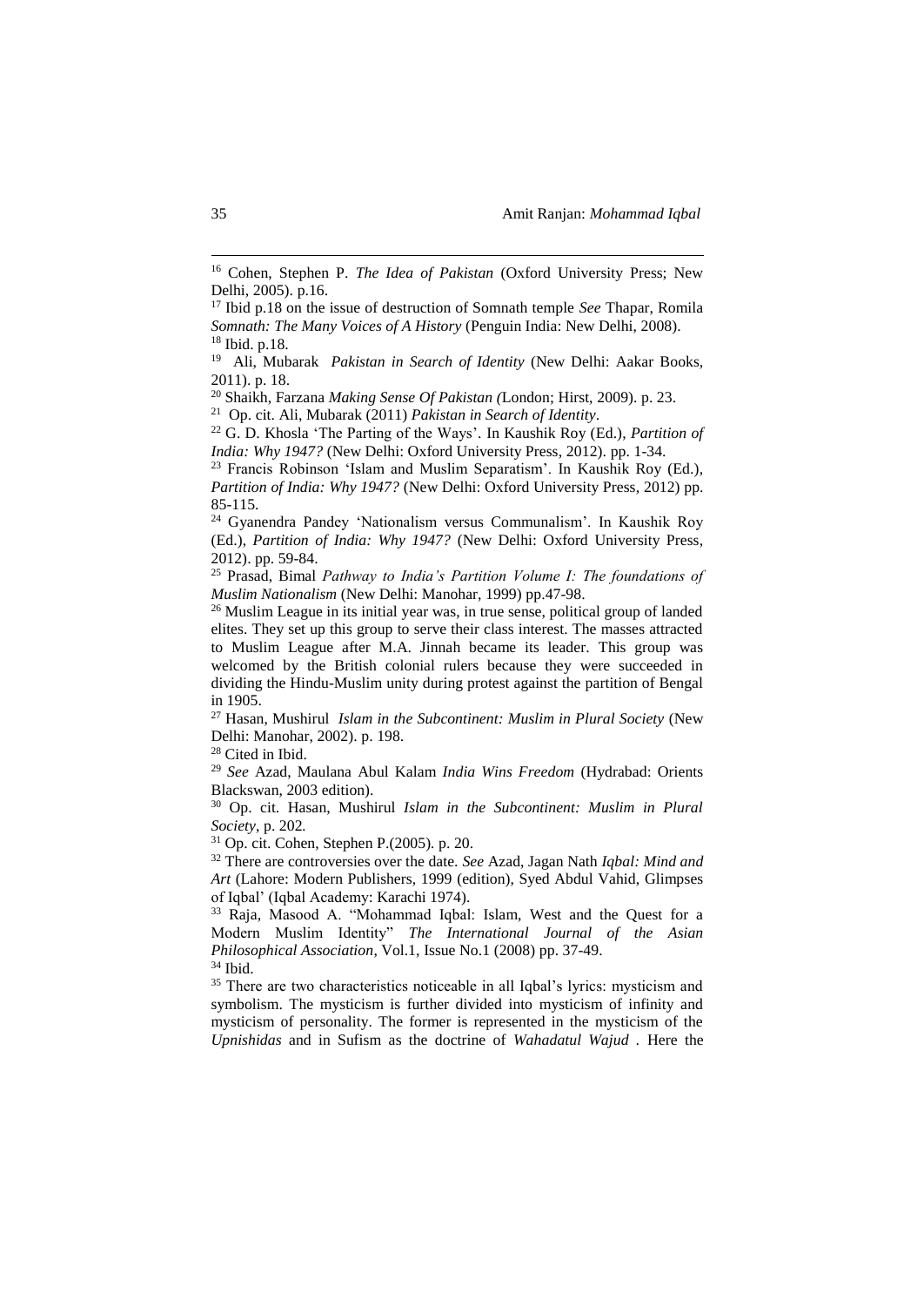[16] Cohen, Stephen P. *The Idea of Pakistan* (Oxford University Press; New Delhi, 2005). p.16.

[17] Ibid p.18 on the issue of destruction of Somnath temple *See* Thapar, Romila *Somnath: The Many Voices of A History* (Penguin India: New Delhi, 2008).

[18] Ibid. p.18.

[19] Ali, Mubarak *Pakistan in Search of Identity* (New Delhi: Aakar Books, 2011). p. 18.

[20] Shaikh, Farzana *Making Sense Of Pakistan (*London; Hirst, 2009). p. 23.

[21] Op. cit. Ali, Mubarak (2011) *Pakistan in Search of Identity*.

[22] G. D. Khosla 'The Parting of the Ways'. In Kaushik Roy (Ed.), *Partition of India: Why 1947?* (New Delhi: Oxford University Press, 2012). pp. 1-34.

[23] Francis Robinson 'Islam and Muslim Separatism'. In Kaushik Roy (Ed.), *Partition of India: Why 1947?* (New Delhi: Oxford University Press, 2012) pp. 85-115.

[24] Gyanendra Pandey 'Nationalism versus Communalism'. In Kaushik Roy (Ed.), *Partition of India: Why 1947?* (New Delhi: Oxford University Press, 2012). pp. 59-84.

[25] Prasad, Bimal *Pathway to India's Partition Volume I: The foundations of Muslim Nationalism* (New Delhi: Manohar, 1999) pp.47-98.

[26] Muslim League in its initial year was, in true sense, political group of landed elites. They set up this group to serve their class interest. The masses attracted to Muslim League after M.A. Jinnah became its leader. This group was welcomed by the British colonial rulers because they were succeeded in dividing the Hindu-Muslim unity during protest against the partition of Bengal in 1905.

[27] Hasan, Mushirul *Islam in the Subcontinent: Muslim in Plural Society* (New Delhi: Manohar, 2002). p. 198.

[28] Cited in Ibid.

[29] *See* Azad, Maulana Abul Kalam *India Wins Freedom* (Hydrabad: Orients Blackswan, 2003 edition).

[30] Op. cit. Hasan, Mushirul *Islam in the Subcontinent: Muslim in Plural Society*, p. 202.

[31] Op. cit. Cohen, Stephen P.(2005). p. 20.

[32] There are controversies over the date. *See* Azad, Jagan Nath *Iqbal: Mind and Art* (Lahore: Modern Publishers, 1999 (edition), Syed Abdul Vahid, Glimpses of Iqbal' (Iqbal Academy: Karachi 1974).

[33] Raja, Masood A. "Mohammad Iqbal: Islam, West and the Quest for a Modern Muslim Identity" *The International Journal of the Asian Philosophical Association*, Vol.1, Issue No.1 (2008) pp. 37-49.

[34] Ibid.

[35] There are two characteristics noticeable in all Iqbal's lyrics: mysticism and symbolism. The mysticism is further divided into mysticism of infinity and mysticism of personality. The former is represented in the mysticism of the *Upnishidas* and in Sufism as the doctrine of *Wahadatul Wajud* . Here the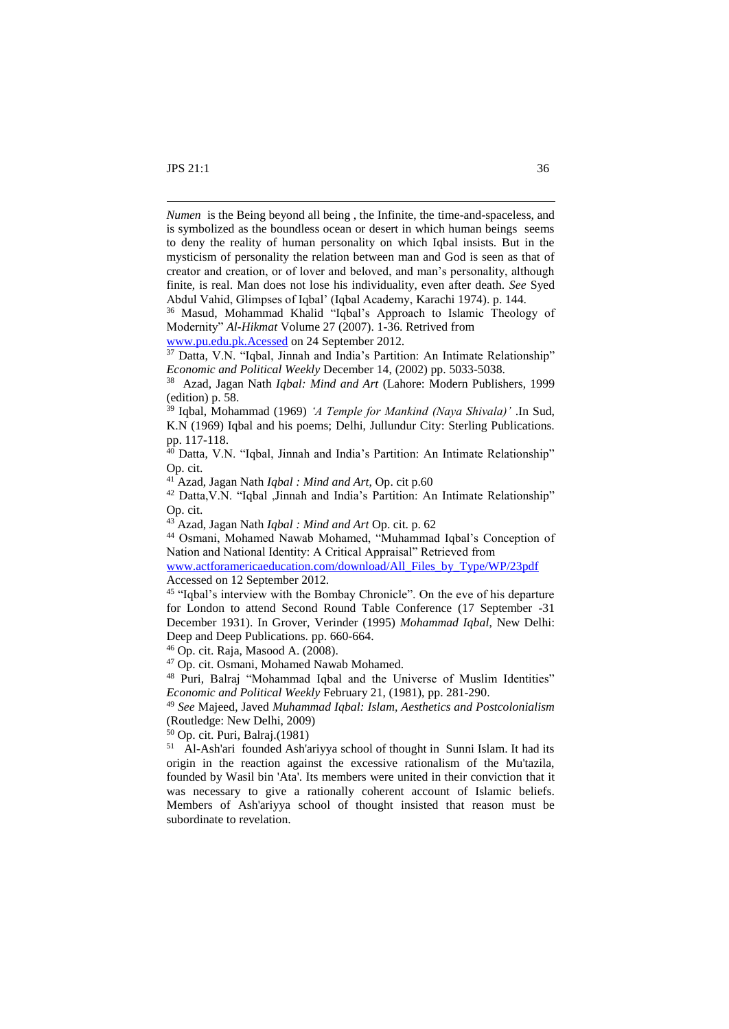*Numen* is the Being beyond all being , the Infinite, the time-and-spaceless, and is symbolized as the boundless ocean or desert in which human beings seems to deny the reality of human personality on which Iqbal insists. But in the mysticism of personality the relation between man and God is seen as that of creator and creation, or of lover and beloved, and man's personality, although finite, is real. Man does not lose his individuality, even after death. *See* Syed Abdul Vahid, Glimpses of Iqbal' (Iqbal Academy, Karachi 1974). p. 144.

[36] Masud, Mohammad Khalid "Iqbal's Approach to Islamic Theology of Modernity" *Al-Hikmat* Volume 27 (2007). 1-36. Retrived from www.pu.edu.pk.Acessed on 24 September 2012.

[37] Datta, V.N. "Iqbal, Jinnah and India's Partition: An Intimate Relationship" *Economic and Political Weekly* December 14, (2002) pp. 5033-5038.

[38] Azad, Jagan Nath *Iqbal: Mind and Art* (Lahore: Modern Publishers, 1999 (edition) p. 58.

[39] Iqbal, Mohammad (1969) *'A Temple for Mankind (Naya Shivala)'* .In Sud, K.N (1969) Iqbal and his poems; Delhi, Jullundur City: Sterling Publications. pp. 117-118.

[40] Datta, V.N. "Iqbal, Jinnah and India's Partition: An Intimate Relationship" Op. cit.

[41] Azad, Jagan Nath *Iqbal : Mind and Art*, Op. cit p.60

[42] Datta,V.N. "Iqbal ,Jinnah and India's Partition: An Intimate Relationship" Op. cit.

[43] Azad, Jagan Nath *Iqbal : Mind and Art* Op. cit. p. 62

[44] Osmani, Mohamed Nawab Mohamed, "Muhammad Iqbal's Conception of Nation and National Identity: A Critical Appraisal" Retrieved from www.actforamericaeducation.com/download/All_Files_by_Type/WP/23pdf Accessed on 12 September 2012.

[45] "Iqbal's interview with the Bombay Chronicle". On the eve of his departure for London to attend Second Round Table Conference (17 September -31 December 1931). In Grover, Verinder (1995) *Mohammad Iqbal*, New Delhi: Deep and Deep Publications. pp. 660-664.

[46] Op. cit. Raja, Masood A. (2008).

[47] Op. cit. Osmani, Mohamed Nawab Mohamed.

[48] Puri, Balraj "Mohammad Iqbal and the Universe of Muslim Identities" *Economic and Political Weekly* February 21, (1981), pp. 281-290.

[49] *See* Majeed, Javed *Muhammad Iqbal: Islam, Aesthetics and Postcolonialism* (Routledge: New Delhi, 2009)

[50] Op. cit. Puri, Balraj.(1981)

[51] Al-Ash'ari founded Ash'ariyya school of thought in Sunni Islam. It had its origin in the reaction against the excessive rationalism of the Mu'tazila, founded by Wasil bin 'Ata'. Its members were united in their conviction that it was necessary to give a rationally coherent account of Islamic beliefs. Members of Ash'ariyya school of thought insisted that reason must be subordinate to revelation.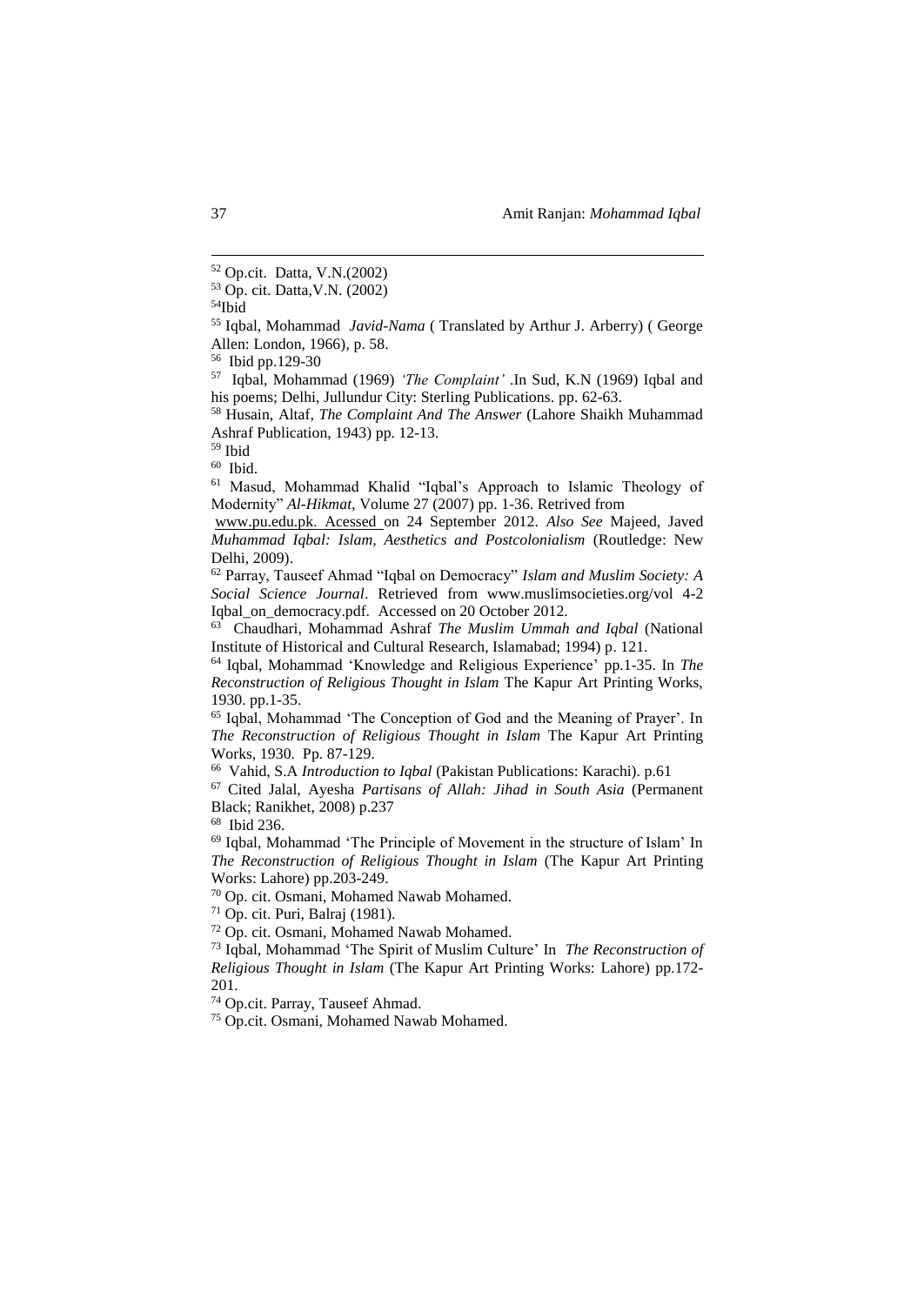[52] Op.cit. Datta, V.N.(2002)

[53] Op. cit. Datta,V.N. (2002)

[54]Ibid

[55] Iqbal, Mohammad *Javid-Nama* ( Translated by Arthur J. Arberry) ( George Allen: London, 1966), p. 58.

[56] Ibid pp.129-30

[57] Iqbal, Mohammad (1969) *'The Complaint'* .In Sud, K.N (1969) Iqbal and his poems; Delhi, Jullundur City: Sterling Publications. pp. 62-63.

[58] Husain, Altaf, *The Complaint And The Answer* (Lahore Shaikh Muhammad Ashraf Publication, 1943) pp. 12-13.

[59] Ibid

[60] Ibid.

[61] Masud, Mohammad Khalid "Iqbal's Approach to Islamic Theology of Modernity" *Al-Hikmat,* Volume 27 (2007) pp. 1-36. Retrived from www.pu.edu.pk. Acessed on 24 September 2012. *Also See* Majeed, Javed *Muhammad Iqbal: Islam, Aesthetics and Postcolonialism* (Routledge: New Delhi, 2009).

[62] Parray, Tauseef Ahmad "Iqbal on Democracy" *Islam and Muslim Society: A Social Science Journal*. Retrieved from www.muslimsocieties.org/vol 4-2 Iqbal_on_democracy.pdf. Accessed on 20 October 2012.

[63] Chaudhari, Mohammad Ashraf *The Muslim Ummah and Iqbal* (National Institute of Historical and Cultural Research, Islamabad; 1994) p. 121.

[64] Iqbal, Mohammad 'Knowledge and Religious Experience' pp.1-35. In *The Reconstruction of Religious Thought in Islam* The Kapur Art Printing Works, 1930. pp.1-35.

[65] Iqbal, Mohammad 'The Conception of God and the Meaning of Prayer'. In *The Reconstruction of Religious Thought in Islam* The Kapur Art Printing Works, 1930. Pp. 87-129.

[66] Vahid, S.A *Introduction to Iqbal* (Pakistan Publications: Karachi). p.61

[67] Cited Jalal, Ayesha *Partisans of Allah: Jihad in South Asia* (Permanent Black; Ranikhet, 2008) p.237

[68] Ibid 236.

[69] Iqbal, Mohammad 'The Principle of Movement in the structure of Islam' In *The Reconstruction of Religious Thought in Islam* (The Kapur Art Printing Works: Lahore) pp.203-249.

[70] Op. cit. Osmani, Mohamed Nawab Mohamed.

[71] Op. cit. Puri, Balraj (1981).

[72] Op. cit. Osmani, Mohamed Nawab Mohamed.

[73] Iqbal, Mohammad 'The Spirit of Muslim Culture' In *The Reconstruction of Religious Thought in Islam* (The Kapur Art Printing Works: Lahore) pp.172-201.

[74] Op.cit. Parray, Tauseef Ahmad.

[75] Op.cit. Osmani, Mohamed Nawab Mohamed.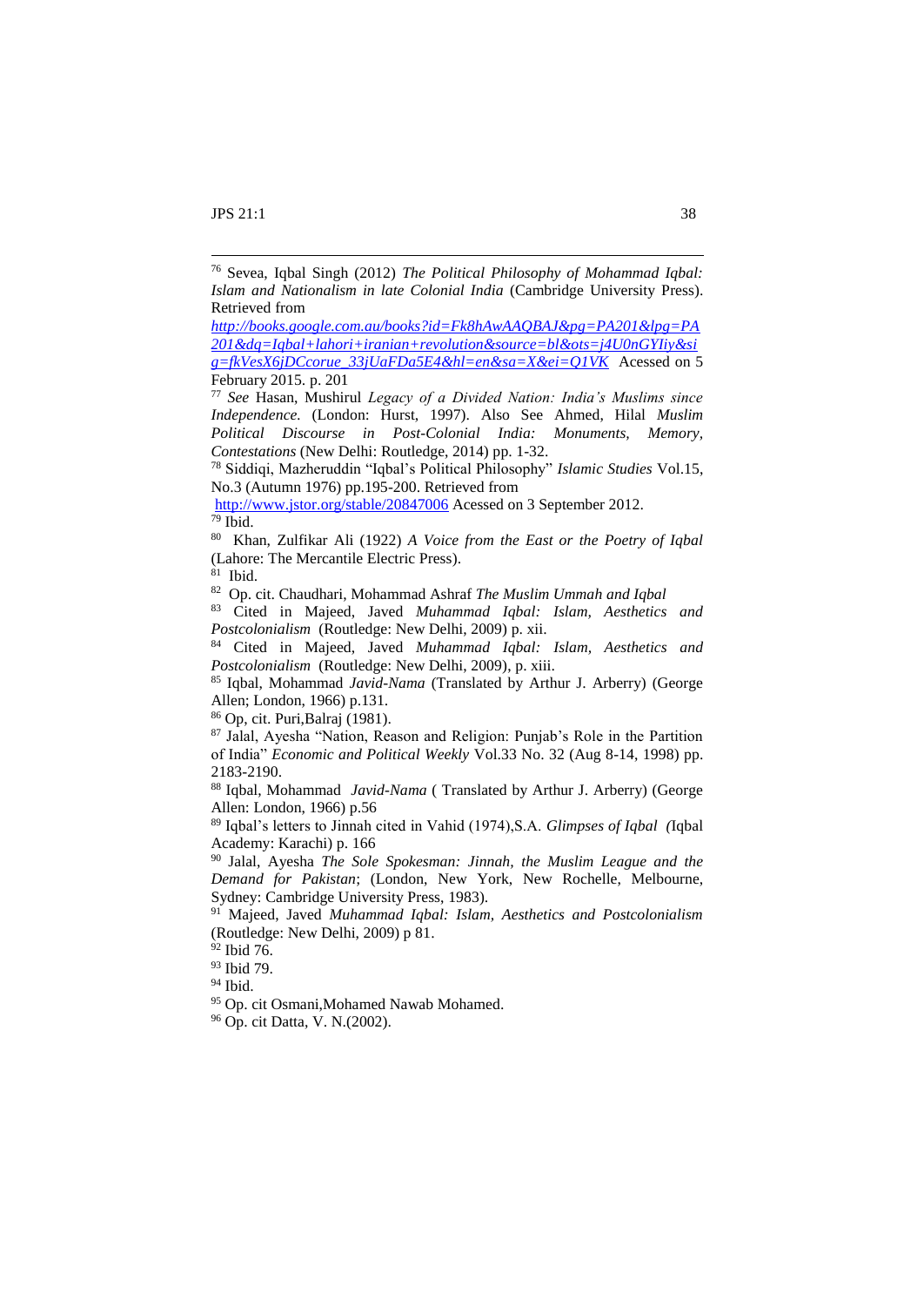[76] Sevea, Iqbal Singh (2012) *The Political Philosophy of Mohammad Iqbal: Islam and Nationalism in late Colonial India* (Cambridge University Press). Retrieved from *http://books.google.com.au/books?id=Fk8hAwAAQBAJ&pg=PA201&lpg=PA201&dq=Iqbal+lahori+iranian+revolution&source=bl&ots=j4U0nGYIiy&sig=fkVesX6jDCcorue_33jUaFDa5E4&hl=en&sa=X&ei=Q1VK* Acessed on 5 February 2015. p. 201

[77] *See* Hasan, Mushirul *Legacy of a Divided Nation: India's Muslims since Independence.* (London: Hurst, 1997). Also See Ahmed, Hilal *Muslim Political Discourse in Post-Colonial India: Monuments, Memory, Contestations* (New Delhi: Routledge, 2014) pp. 1-32.

[78] Siddiqi, Mazheruddin "Iqbal's Political Philosophy" *Islamic Studies* Vol.15, No.3 (Autumn 1976) pp.195-200. Retrieved from http://www.jstor.org/stable/20847006 Acessed on 3 September 2012.

[79] Ibid.

[80] Khan, Zulfikar Ali (1922) *A Voice from the East or the Poetry of Iqbal* (Lahore: The Mercantile Electric Press).

[81] Ibid.

[82] Op. cit. Chaudhari, Mohammad Ashraf *The Muslim Ummah and Iqbal*

[83] Cited in Majeed, Javed *Muhammad Iqbal: Islam, Aesthetics and Postcolonialism* (Routledge: New Delhi, 2009) p. xii.

[84] Cited in Majeed, Javed *Muhammad Iqbal: Islam, Aesthetics and Postcolonialism* (Routledge: New Delhi, 2009), p. xiii.

[85] Iqbal, Mohammad *Javid-Nama* (Translated by Arthur J. Arberry) (George Allen; London, 1966) p.131.

[86] Op, cit. Puri,Balraj (1981).

[87] Jalal, Ayesha "Nation, Reason and Religion: Punjab's Role in the Partition of India" *Economic and Political Weekly* Vol.33 No. 32 (Aug 8-14, 1998) pp. 2183-2190.

[88] Iqbal, Mohammad *Javid-Nama* ( Translated by Arthur J. Arberry) (George Allen: London, 1966) p.56

[89] Iqbal's letters to Jinnah cited in Vahid (1974),S.A. *Glimpses of Iqbal* *(*Iqbal Academy: Karachi) p. 166

[90] Jalal, Ayesha *The Sole Spokesman: Jinnah, the Muslim League and the Demand for Pakistan*; (London, New York, New Rochelle, Melbourne, Sydney: Cambridge University Press, 1983).

[91] Majeed, Javed *Muhammad Iqbal: Islam, Aesthetics and Postcolonialism* (Routledge: New Delhi, 2009) p 81.

[92] Ibid 76.

[93] Ibid 79.

[94] Ibid.

[95] Op. cit Osmani,Mohamed Nawab Mohamed.

[96] Op. cit Datta, V. N.(2002).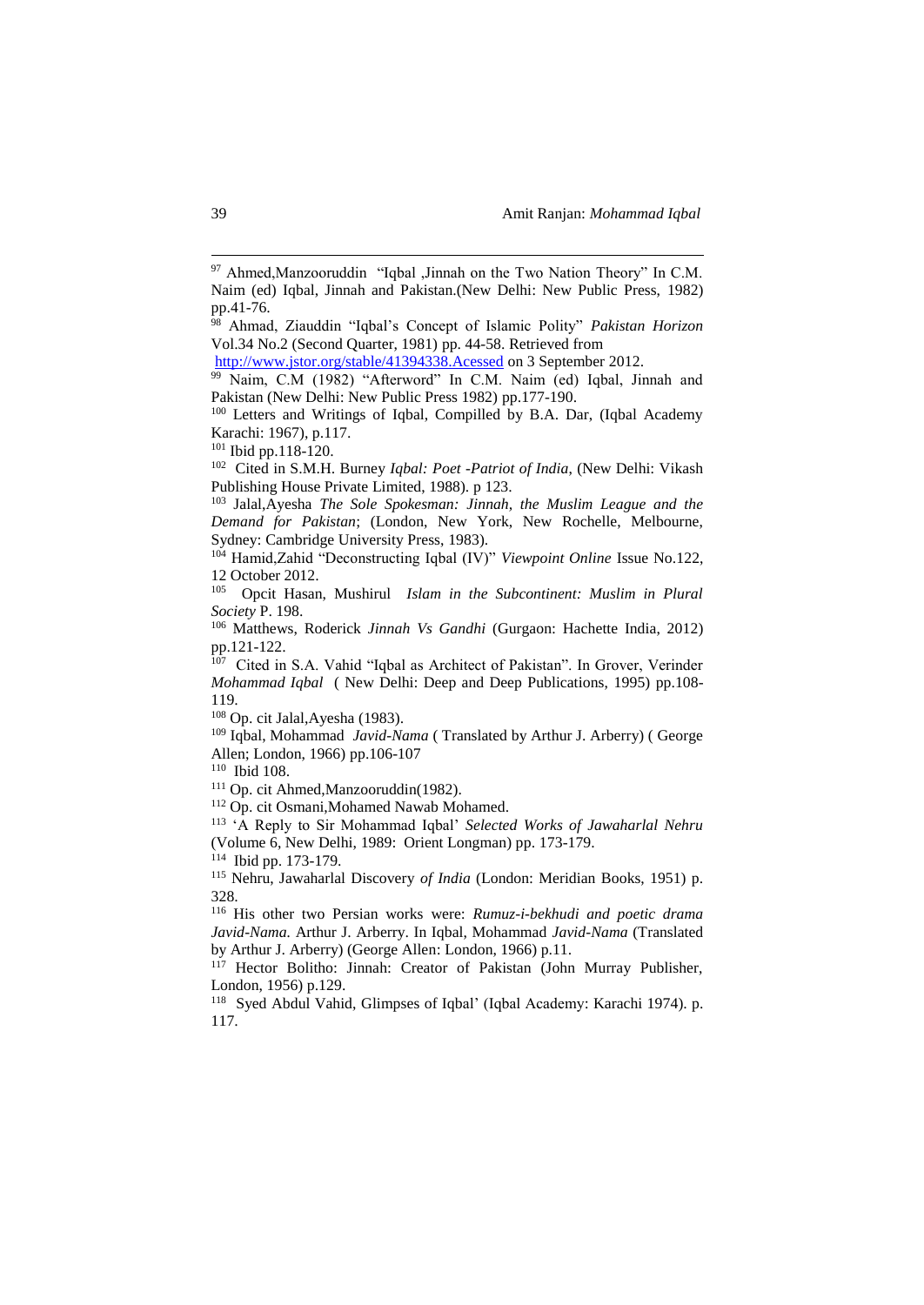[97] Ahmed,Manzooruddin "Iqbal ,Jinnah on the Two Nation Theory" In C.M. Naim (ed) Iqbal, Jinnah and Pakistan.(New Delhi: New Public Press, 1982) pp.41-76.

[98] Ahmad, Ziauddin "Iqbal's Concept of Islamic Polity" *Pakistan Horizon* Vol.34 No.2 (Second Quarter, 1981) pp. 44-58. Retrieved from http://www.jstor.org/stable/41394338.Acessed on 3 September 2012.

[99] Naim, C.M (1982) "Afterword" In C.M. Naim (ed) Iqbal, Jinnah and Pakistan (New Delhi: New Public Press 1982) pp.177-190.

[100] Letters and Writings of Iqbal, Compilled by B.A. Dar, (Iqbal Academy Karachi: 1967), p.117.

[101] Ibid pp.118-120.

[102] Cited in S.M.H. Burney *Iqbal: Poet -Patriot of India*, (New Delhi: Vikash Publishing House Private Limited, 1988). p 123.

[103] Jalal,Ayesha *The Sole Spokesman: Jinnah, the Muslim League and the Demand for Pakistan*; (London, New York, New Rochelle, Melbourne, Sydney: Cambridge University Press, 1983).

[104] Hamid,Zahid "Deconstructing Iqbal (IV)" *Viewpoint Online* Issue No.122, 12 October 2012.

[105] Opcit Hasan, Mushirul *Islam in the Subcontinent: Muslim in Plural Society* P. 198.

[106] Matthews, Roderick *Jinnah Vs Gandhi* (Gurgaon: Hachette India, 2012) pp.121-122.

[107] Cited in S.A. Vahid "Iqbal as Architect of Pakistan". In Grover, Verinder *Mohammad Iqbal* ( New Delhi: Deep and Deep Publications, 1995) pp.108-119.

[108] Op. cit Jalal,Ayesha (1983).

[109] Iqbal, Mohammad *Javid-Nama* ( Translated by Arthur J. Arberry) ( George Allen; London, 1966) pp.106-107

[110] Ibid 108.

[111] Op. cit Ahmed,Manzooruddin(1982).

[112] Op. cit Osmani,Mohamed Nawab Mohamed.

[113] 'A Reply to Sir Mohammad Iqbal' *Selected Works of Jawaharlal Nehru* (Volume 6, New Delhi, 1989: Orient Longman) pp. 173-179.

[114] Ibid pp. 173-179.

[115] Nehru, Jawaharlal Discovery *of India* (London: Meridian Books, 1951) p. 328.

[116] His other two Persian works were: *Rumuz-i-bekhudi and poetic drama Javid-Nama.* Arthur J. Arberry. In Iqbal, Mohammad *Javid-Nama* (Translated by Arthur J. Arberry) (George Allen: London, 1966) p.11.

[117] Hector Bolitho: Jinnah: Creator of Pakistan (John Murray Publisher, London, 1956) p.129.

[118] Syed Abdul Vahid, Glimpses of Iqbal' (Iqbal Academy: Karachi 1974). p. 117.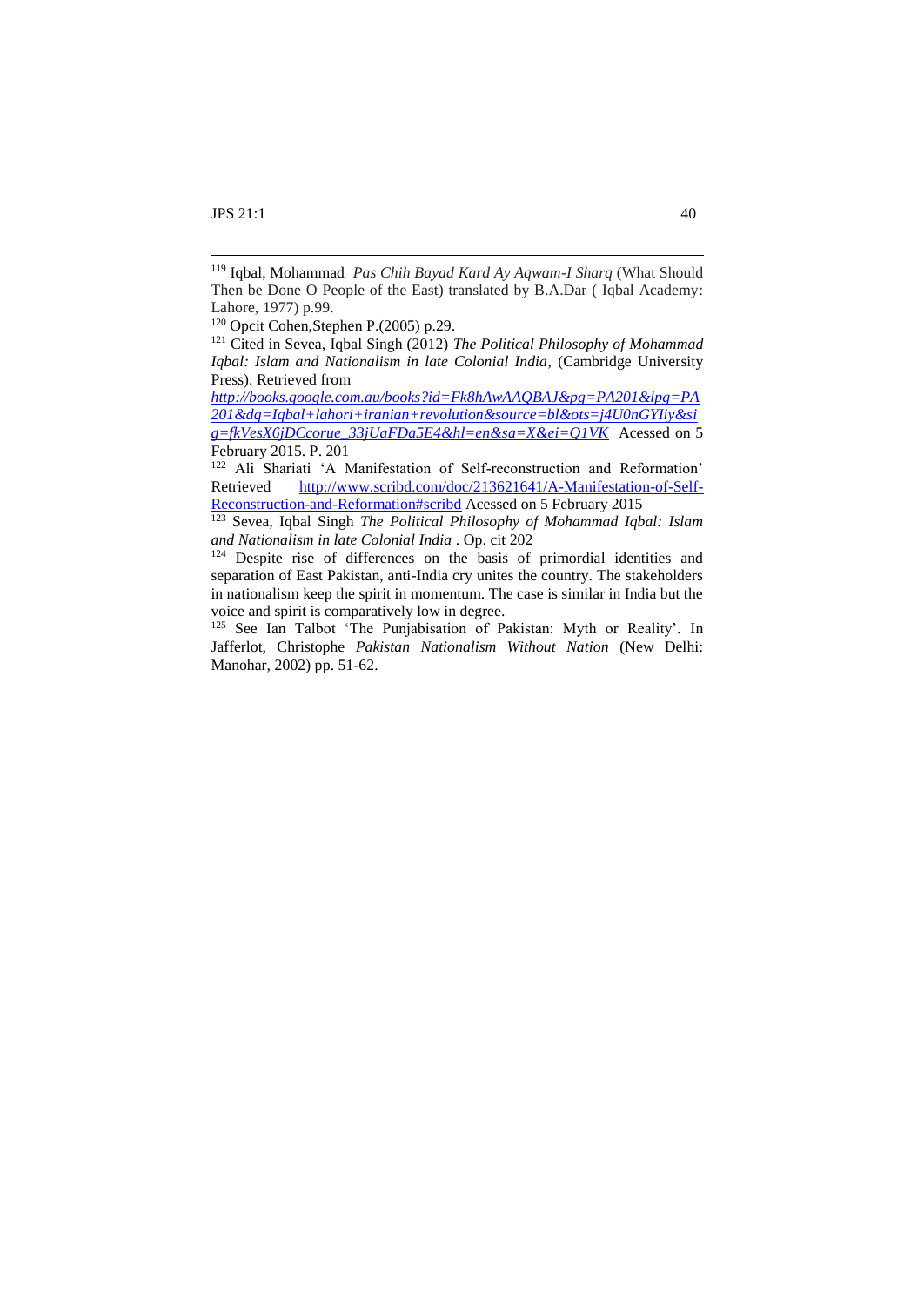[119] Iqbal, Mohammad *Pas Chih Bayad Kard Ay Aqwam-I Sharq* (What Should Then be Done O People of the East) translated by B.A.Dar ( Iqbal Academy: Lahore, 1977) p.99.

[120] Opcit Cohen,Stephen P.(2005) p.29.

[121] Cited in Sevea, Iqbal Singh (2012) *The Political Philosophy of Mohammad Iqbal: Islam and Nationalism in late Colonial India*, (Cambridge University Press). Retrieved from *http://books.google.com.au/books?id=Fk8hAwAAQBAJ&pg=PA201&lpg=PA201&dq=Iqbal+lahori+iranian+revolution&source=bl&ots=j4U0nGYIiy&sig=fkVesX6jDCcorue_33jUaFDa5E4&hl=en&sa=X&ei=Q1VK* Acessed on 5 February 2015. P. 201

[122] Ali Shariati 'A Manifestation of Self-reconstruction and Reformation' Retrieved http://www.scribd.com/doc/213621641/A-Manifestation-of-Self-Reconstruction-and-Reformation#scribd Acessed on 5 February 2015

[123] Sevea, Iqbal Singh *The Political Philosophy of Mohammad Iqbal: Islam and Nationalism in late Colonial India* . Op. cit 202

[124] Despite rise of differences on the basis of primordial identities and separation of East Pakistan, anti-India cry unites the country. The stakeholders in nationalism keep the spirit in momentum. The case is similar in India but the voice and spirit is comparatively low in degree.

[125] See Ian Talbot 'The Punjabisation of Pakistan: Myth or Reality'. In Jafferlot, Christophe *Pakistan Nationalism Without Nation* (New Delhi: Manohar, 2002) pp. 51-62.